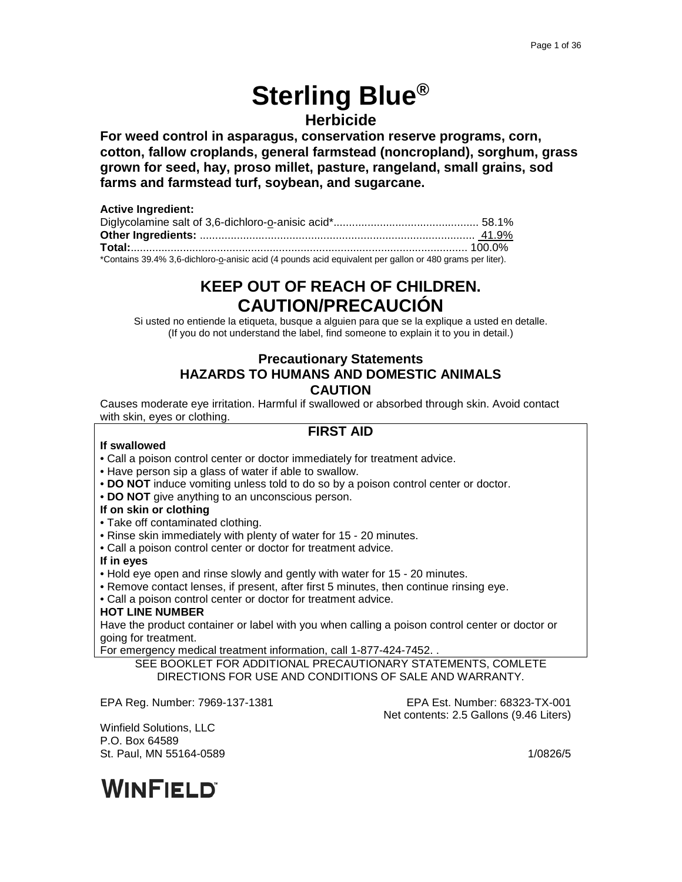# Sterling Blue®

## Herbicide

**For weed control in asparagus, conservation reserve programs, corn, cotton, fallow croplands, general farmstead (noncropland), sorghum, grass grown for seed, hay, proso millet, pasture, rangeland, small grains, sod farms and farmstead turf, soybean, and sugarcane.**

**Active Ingredient:**

Diglycolamine salt of 3,6-dichloro-o-anisic acid*............................................. 58.1%
**Other Ingredients:** ........................................................................................ 41.9%
**Total:**.......................................................................................................... 100.0%

*Contains 39.4% 3,6-dichloro-o-anisic acid (4 pounds acid equivalent per gallon or 480 grams per liter).

## KEEP OUT OF REACH OF CHILDREN.
## CAUTION/PRECAUCIÓN

Si usted no entiende la etiqueta, busque a alguien para que se la explique a usted en detalle.
(If you do not understand the label, find someone to explain it to you in detail.)

### Precautionary Statements
### HAZARDS TO HUMANS AND DOMESTIC ANIMALS
### CAUTION

Causes moderate eye irritation. Harmful if swallowed or absorbed through skin. Avoid contact with skin, eyes or clothing.

### FIRST AID

**If swallowed**

- Call a poison control center or doctor immediately for treatment advice.
- Have person sip a glass of water if able to swallow.
- **DO NOT** induce vomiting unless told to do so by a poison control center or doctor.
- **DO NOT** give anything to an unconscious person.

**If on skin or clothing**

- Take off contaminated clothing.
- Rinse skin immediately with plenty of water for 15 - 20 minutes.
- Call a poison control center or doctor for treatment advice.

**If in eyes**

- Hold eye open and rinse slowly and gently with water for 15 - 20 minutes.
- Remove contact lenses, if present, after first 5 minutes, then continue rinsing eye.
- Call a poison control center or doctor for treatment advice.

**HOT LINE NUMBER**

Have the product container or label with you when calling a poison control center or doctor or going for treatment.

For emergency medical treatment information, call 1-877-424-7452. .

SEE BOOKLET FOR ADDITIONAL PRECAUTIONARY STATEMENTS, COMLETE DIRECTIONS FOR USE AND CONDITIONS OF SALE AND WARRANTY.

EPA Reg. Number: 7969-137-1381

EPA Est. Number: 68323-TX-001

Net contents: 2.5 Gallons (9.46 Liters)

Winfield Solutions, LLC
P.O. Box 64589
St. Paul, MN 55164-0589

1/0826/5

WINFIELD™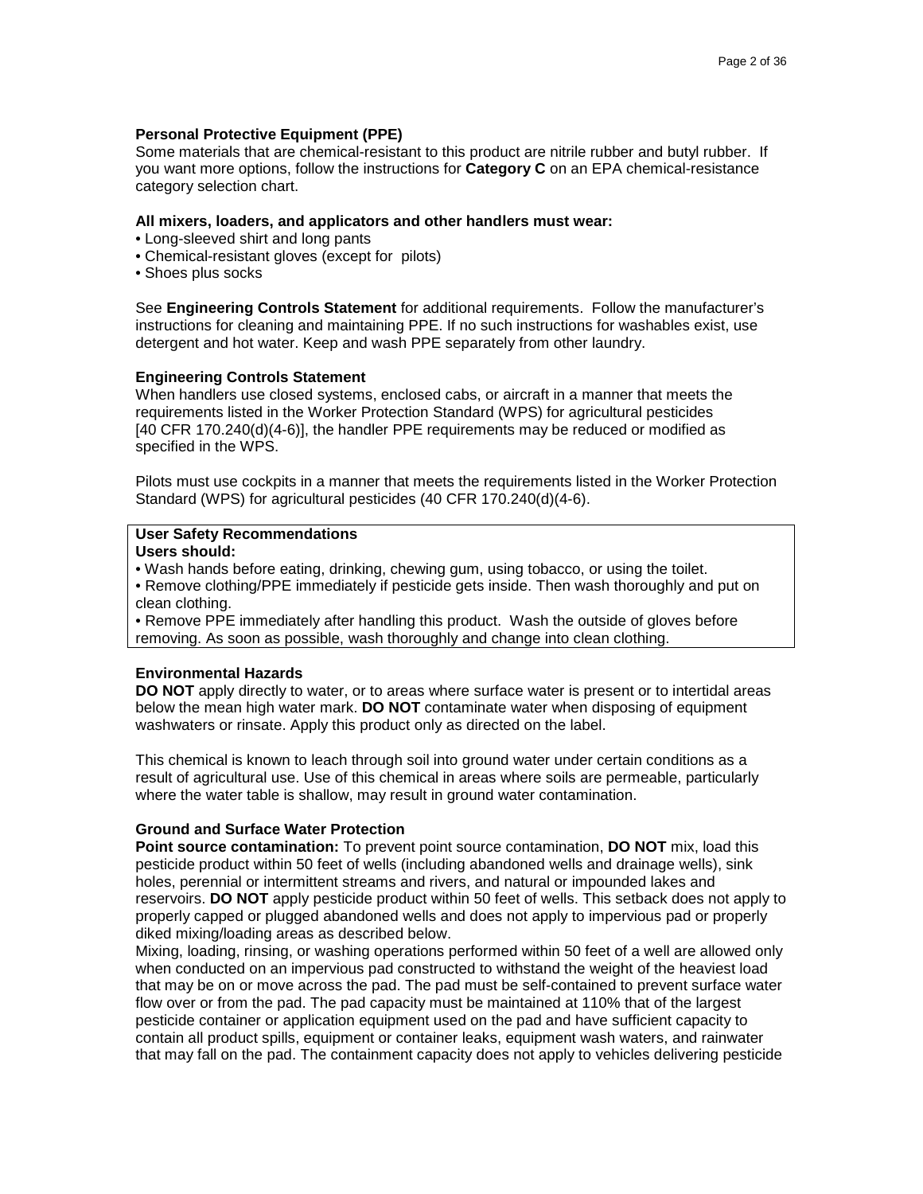**Personal Protective Equipment (PPE)**
Some materials that are chemical-resistant to this product are nitrile rubber and butyl rubber. If you want more options, follow the instructions for **Category C** on an EPA chemical-resistance category selection chart.

**All mixers, loaders, and applicators and other handlers must wear:**

- Long-sleeved shirt and long pants
- Chemical-resistant gloves (except for pilots)
- Shoes plus socks

See **Engineering Controls Statement** for additional requirements. Follow the manufacturer's instructions for cleaning and maintaining PPE. If no such instructions for washables exist, use detergent and hot water. Keep and wash PPE separately from other laundry.

**Engineering Controls Statement**
When handlers use closed systems, enclosed cabs, or aircraft in a manner that meets the requirements listed in the Worker Protection Standard (WPS) for agricultural pesticides [40 CFR 170.240(d)(4-6)], the handler PPE requirements may be reduced or modified as specified in the WPS.

Pilots must use cockpits in a manner that meets the requirements listed in the Worker Protection Standard (WPS) for agricultural pesticides (40 CFR 170.240(d)(4-6).

**User Safety Recommendations**
**Users should:**

- Wash hands before eating, drinking, chewing gum, using tobacco, or using the toilet.
- Remove clothing/PPE immediately if pesticide gets inside. Then wash thoroughly and put on clean clothing.
- Remove PPE immediately after handling this product. Wash the outside of gloves before removing. As soon as possible, wash thoroughly and change into clean clothing.

**Environmental Hazards**
**DO NOT** apply directly to water, or to areas where surface water is present or to intertidal areas below the mean high water mark. **DO NOT** contaminate water when disposing of equipment washwaters or rinsate. Apply this product only as directed on the label.

This chemical is known to leach through soil into ground water under certain conditions as a result of agricultural use. Use of this chemical in areas where soils are permeable, particularly where the water table is shallow, may result in ground water contamination.

**Ground and Surface Water Protection**
**Point source contamination:** To prevent point source contamination, **DO NOT** mix, load this pesticide product within 50 feet of wells (including abandoned wells and drainage wells), sink holes, perennial or intermittent streams and rivers, and natural or impounded lakes and reservoirs. **DO NOT** apply pesticide product within 50 feet of wells. This setback does not apply to properly capped or plugged abandoned wells and does not apply to impervious pad or properly diked mixing/loading areas as described below.
Mixing, loading, rinsing, or washing operations performed within 50 feet of a well are allowed only when conducted on an impervious pad constructed to withstand the weight of the heaviest load that may be on or move across the pad. The pad must be self-contained to prevent surface water flow over or from the pad. The pad capacity must be maintained at 110% that of the largest pesticide container or application equipment used on the pad and have sufficient capacity to contain all product spills, equipment or container leaks, equipment wash waters, and rainwater that may fall on the pad. The containment capacity does not apply to vehicles delivering pesticide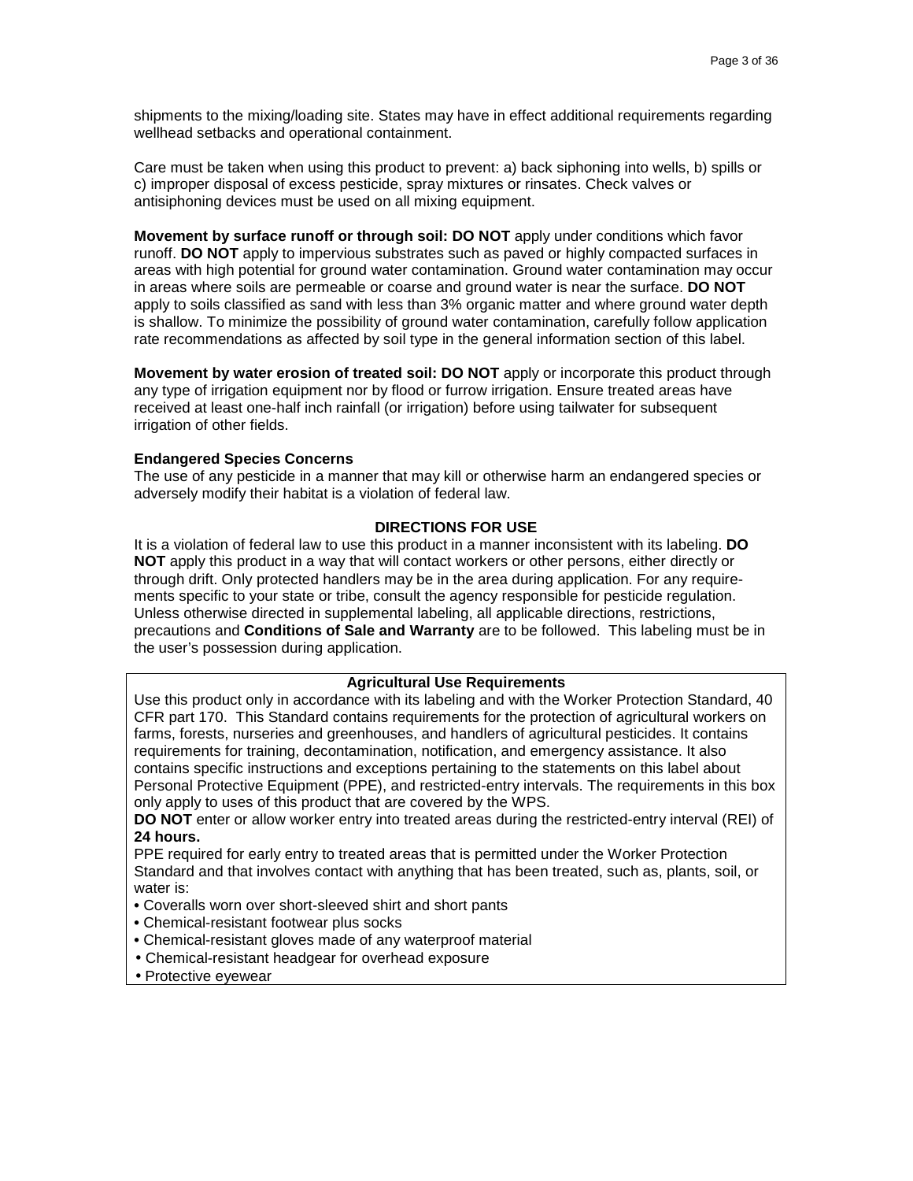shipments to the mixing/loading site. States may have in effect additional requirements regarding wellhead setbacks and operational containment.

Care must be taken when using this product to prevent: a) back siphoning into wells, b) spills or c) improper disposal of excess pesticide, spray mixtures or rinsates. Check valves or antisiphoning devices must be used on all mixing equipment.

**Movement by surface runoff or through soil: DO NOT** apply under conditions which favor runoff. **DO NOT** apply to impervious substrates such as paved or highly compacted surfaces in areas with high potential for ground water contamination. Ground water contamination may occur in areas where soils are permeable or coarse and ground water is near the surface. **DO NOT** apply to soils classified as sand with less than 3% organic matter and where ground water depth is shallow. To minimize the possibility of ground water contamination, carefully follow application rate recommendations as affected by soil type in the general information section of this label.

**Movement by water erosion of treated soil: DO NOT** apply or incorporate this product through any type of irrigation equipment nor by flood or furrow irrigation. Ensure treated areas have received at least one-half inch rainfall (or irrigation) before using tailwater for subsequent irrigation of other fields.

**Endangered Species Concerns**

The use of any pesticide in a manner that may kill or otherwise harm an endangered species or adversely modify their habitat is a violation of federal law.

## DIRECTIONS FOR USE

It is a violation of federal law to use this product in a manner inconsistent with its labeling. **DO NOT** apply this product in a way that will contact workers or other persons, either directly or through drift. Only protected handlers may be in the area during application. For any requirements specific to your state or tribe, consult the agency responsible for pesticide regulation. Unless otherwise directed in supplemental labeling, all applicable directions, restrictions, precautions and **Conditions of Sale and Warranty** are to be followed. This labeling must be in the user's possession during application.

**Agricultural Use Requirements**

Use this product only in accordance with its labeling and with the Worker Protection Standard, 40 CFR part 170. This Standard contains requirements for the protection of agricultural workers on farms, forests, nurseries and greenhouses, and handlers of agricultural pesticides. It contains requirements for training, decontamination, notification, and emergency assistance. It also contains specific instructions and exceptions pertaining to the statements on this label about Personal Protective Equipment (PPE), and restricted-entry intervals. The requirements in this box only apply to uses of this product that are covered by the WPS.

**DO NOT** enter or allow worker entry into treated areas during the restricted-entry interval (REI) of **24 hours.**

PPE required for early entry to treated areas that is permitted under the Worker Protection Standard and that involves contact with anything that has been treated, such as, plants, soil, or water is:

- Coveralls worn over short-sleeved shirt and short pants
- Chemical-resistant footwear plus socks
- Chemical-resistant gloves made of any waterproof material
- Chemical-resistant headgear for overhead exposure
- Protective eyewear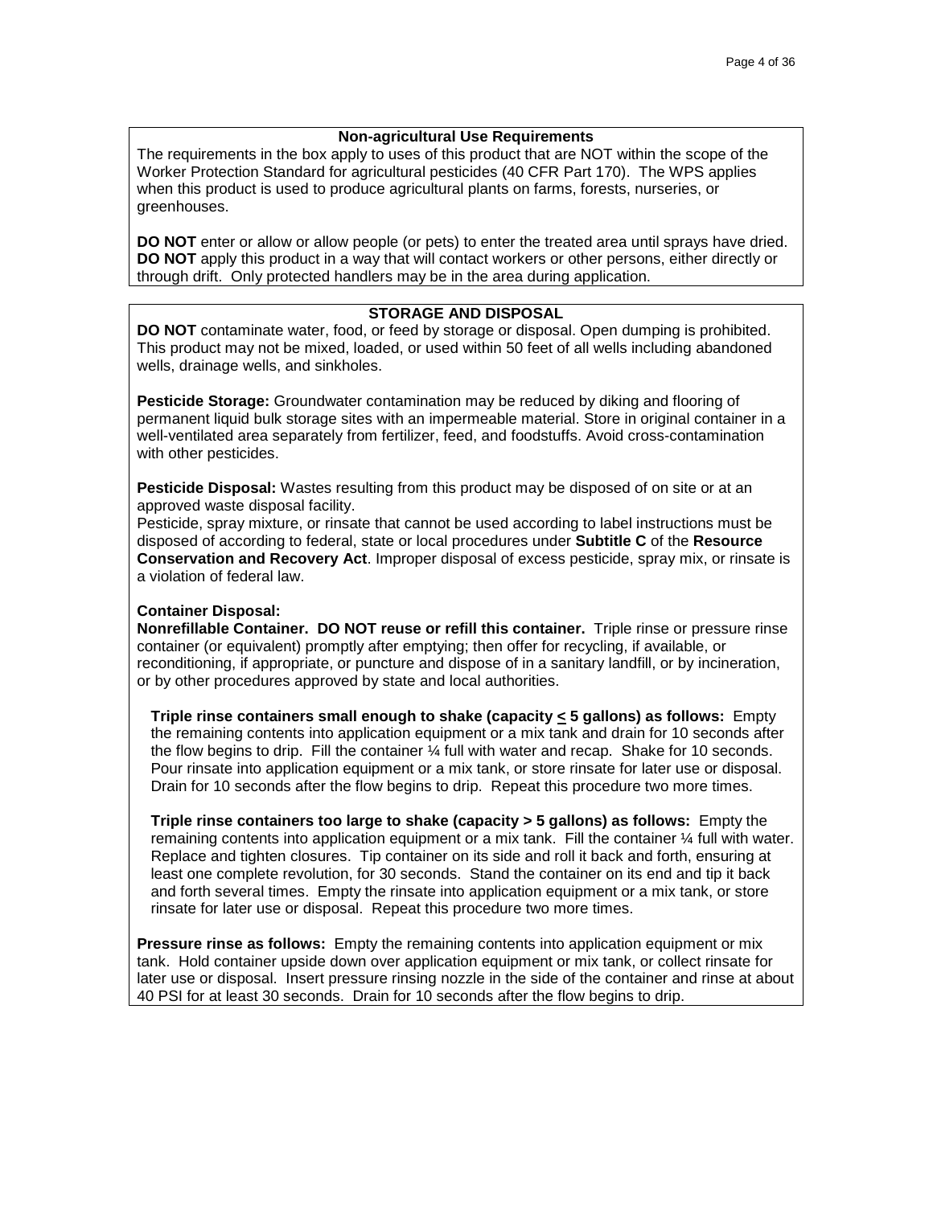## Non-agricultural Use Requirements

The requirements in the box apply to uses of this product that are NOT within the scope of the Worker Protection Standard for agricultural pesticides (40 CFR Part 170). The WPS applies when this product is used to produce agricultural plants on farms, forests, nurseries, or greenhouses.

**DO NOT** enter or allow or allow people (or pets) to enter the treated area until sprays have dried. **DO NOT** apply this product in a way that will contact workers or other persons, either directly or through drift. Only protected handlers may be in the area during application.

## STORAGE AND DISPOSAL

**DO NOT** contaminate water, food, or feed by storage or disposal. Open dumping is prohibited. This product may not be mixed, loaded, or used within 50 feet of all wells including abandoned wells, drainage wells, and sinkholes.

**Pesticide Storage:** Groundwater contamination may be reduced by diking and flooring of permanent liquid bulk storage sites with an impermeable material. Store in original container in a well-ventilated area separately from fertilizer, feed, and foodstuffs. Avoid cross-contamination with other pesticides.

**Pesticide Disposal:** Wastes resulting from this product may be disposed of on site or at an approved waste disposal facility.
Pesticide, spray mixture, or rinsate that cannot be used according to label instructions must be disposed of according to federal, state or local procedures under **Subtitle C** of the **Resource Conservation and Recovery Act**. Improper disposal of excess pesticide, spray mix, or rinsate is a violation of federal law.

**Container Disposal:**
**Nonrefillable Container. DO NOT reuse or refill this container.** Triple rinse or pressure rinse container (or equivalent) promptly after emptying; then offer for recycling, if available, or reconditioning, if appropriate, or puncture and dispose of in a sanitary landfill, or by incineration, or by other procedures approved by state and local authorities.

**Triple rinse containers small enough to shake (capacity ≤ 5 gallons) as follows:** Empty the remaining contents into application equipment or a mix tank and drain for 10 seconds after the flow begins to drip. Fill the container ¼ full with water and recap. Shake for 10 seconds. Pour rinsate into application equipment or a mix tank, or store rinsate for later use or disposal. Drain for 10 seconds after the flow begins to drip. Repeat this procedure two more times.

**Triple rinse containers too large to shake (capacity > 5 gallons) as follows:** Empty the remaining contents into application equipment or a mix tank. Fill the container ¼ full with water. Replace and tighten closures. Tip container on its side and roll it back and forth, ensuring at least one complete revolution, for 30 seconds. Stand the container on its end and tip it back and forth several times. Empty the rinsate into application equipment or a mix tank, or store rinsate for later use or disposal. Repeat this procedure two more times.

**Pressure rinse as follows:** Empty the remaining contents into application equipment or mix tank. Hold container upside down over application equipment or mix tank, or collect rinsate for later use or disposal. Insert pressure rinsing nozzle in the side of the container and rinse at about 40 PSI for at least 30 seconds. Drain for 10 seconds after the flow begins to drip.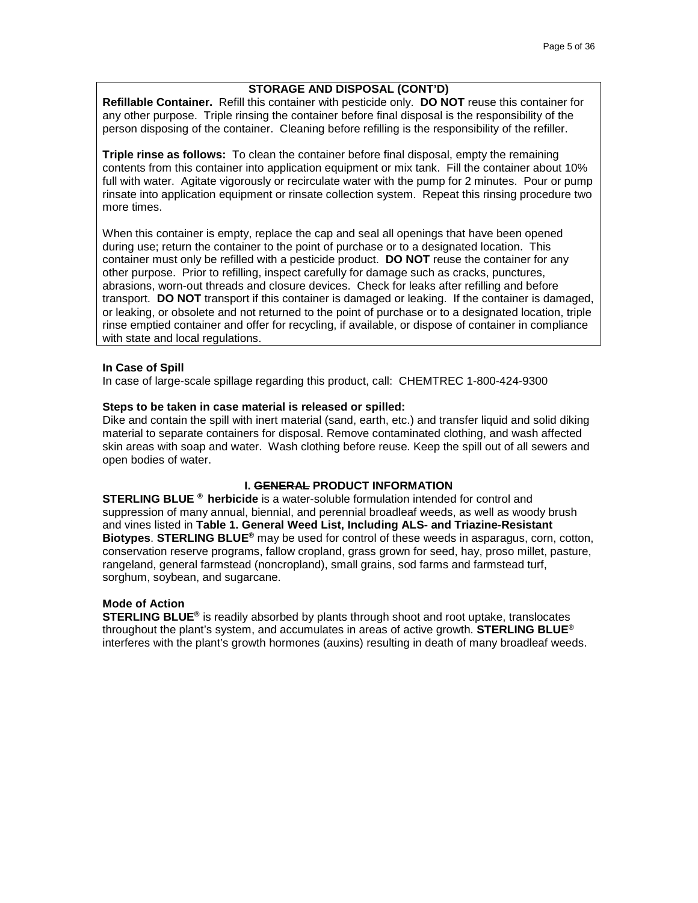## STORAGE AND DISPOSAL (CONT'D)

**Refillable Container.** Refill this container with pesticide only. **DO NOT** reuse this container for any other purpose. Triple rinsing the container before final disposal is the responsibility of the person disposing of the container. Cleaning before refilling is the responsibility of the refiller.

**Triple rinse as follows:** To clean the container before final disposal, empty the remaining contents from this container into application equipment or mix tank. Fill the container about 10% full with water. Agitate vigorously or recirculate water with the pump for 2 minutes. Pour or pump rinsate into application equipment or rinsate collection system. Repeat this rinsing procedure two more times.

When this container is empty, replace the cap and seal all openings that have been opened during use; return the container to the point of purchase or to a designated location. This container must only be refilled with a pesticide product. **DO NOT** reuse the container for any other purpose. Prior to refilling, inspect carefully for damage such as cracks, punctures, abrasions, worn-out threads and closure devices. Check for leaks after refilling and before transport. **DO NOT** transport if this container is damaged or leaking. If the container is damaged, or leaking, or obsolete and not returned to the point of purchase or to a designated location, triple rinse emptied container and offer for recycling, if available, or dispose of container in compliance with state and local regulations.

**In Case of Spill**

In case of large-scale spillage regarding this product, call: CHEMTREC 1-800-424-9300

**Steps to be taken in case material is released or spilled:**

Dike and contain the spill with inert material (sand, earth, etc.) and transfer liquid and solid diking material to separate containers for disposal. Remove contaminated clothing, and wash affected skin areas with soap and water. Wash clothing before reuse. Keep the spill out of all sewers and open bodies of water.

## I. ~~GENERAL~~ PRODUCT INFORMATION

**STERLING BLUE ® herbicide** is a water-soluble formulation intended for control and suppression of many annual, biennial, and perennial broadleaf weeds, as well as woody brush and vines listed in **Table 1. General Weed List, Including ALS- and Triazine-Resistant Biotypes**. **STERLING BLUE®** may be used for control of these weeds in asparagus, corn, cotton, conservation reserve programs, fallow cropland, grass grown for seed, hay, proso millet, pasture, rangeland, general farmstead (noncropland), small grains, sod farms and farmstead turf, sorghum, soybean, and sugarcane.

**Mode of Action**

**STERLING BLUE®** is readily absorbed by plants through shoot and root uptake, translocates throughout the plant's system, and accumulates in areas of active growth. **STERLING BLUE®** interferes with the plant's growth hormones (auxins) resulting in death of many broadleaf weeds.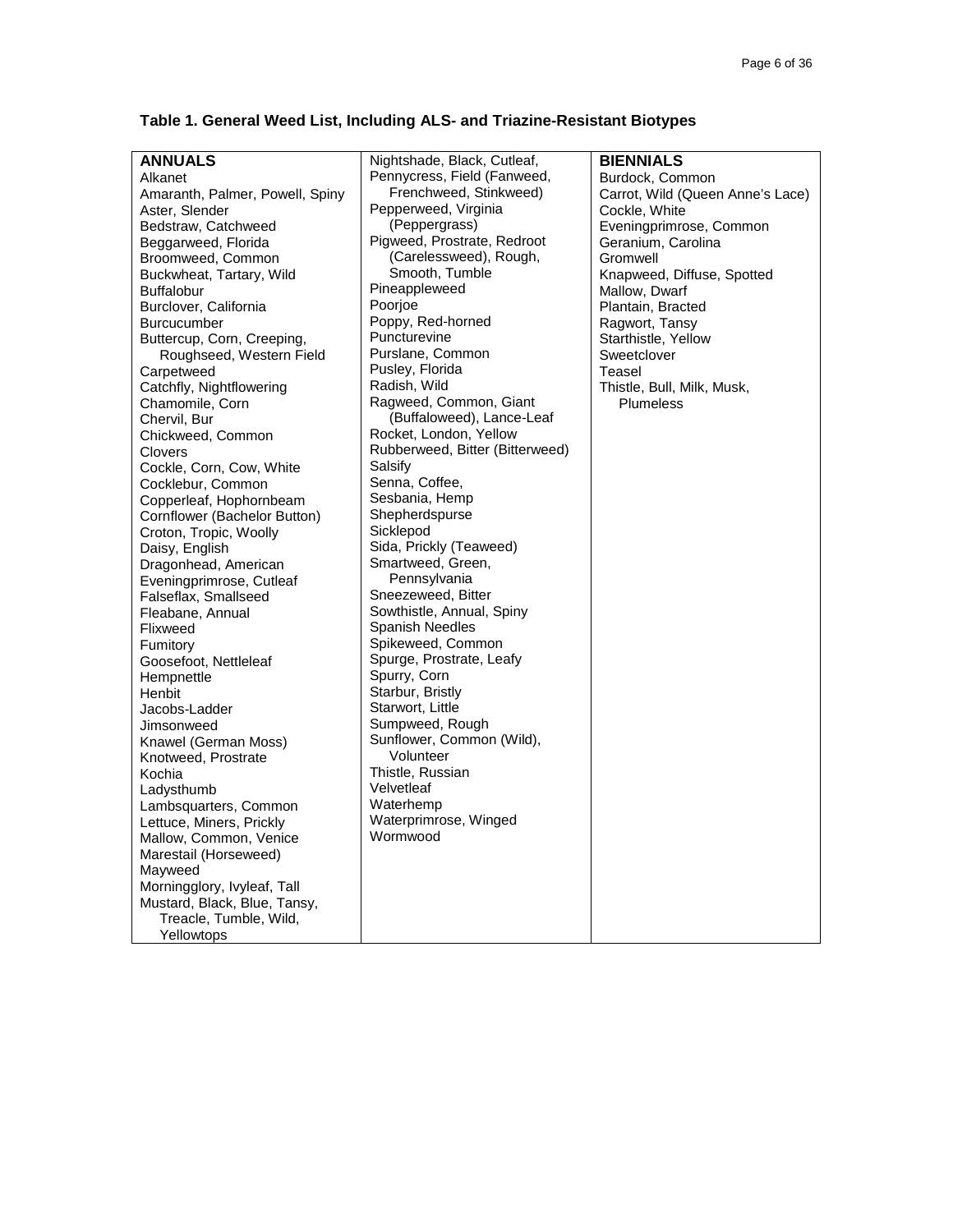**Table 1. General Weed List, Including ALS- and Triazine-Resistant Biotypes**

| ANNUALS | | BIENNIALS |
|---|---|---|
| Alkanet<br>Amaranth, Palmer, Powell, Spiny<br>Aster, Slender<br>Bedstraw, Catchweed<br>Beggarweed, Florida<br>Broomweed, Common<br>Buckwheat, Tartary, Wild<br>Buffalobur<br>Burclover, California<br>Burcucumber<br>Buttercup, Corn, Creeping, Roughseed, Western Field<br>Carpetweed<br>Catchfly, Nightflowering<br>Chamomile, Corn<br>Chervil, Bur<br>Chickweed, Common<br>Clovers<br>Cockle, Corn, Cow, White<br>Cocklebur, Common<br>Copperleaf, Hophornbeam<br>Cornflower (Bachelor Button)<br>Croton, Tropic, Woolly<br>Daisy, English<br>Dragonhead, American<br>Eveningprimrose, Cutleaf<br>Falseflax, Smallseed<br>Fleabane, Annual<br>Flixweed<br>Fumitory<br>Goosefoot, Nettleleaf<br>Hempnettle<br>Henbit<br>Jacobs-Ladder<br>Jimsonweed<br>Knawel (German Moss)<br>Knotweed, Prostrate<br>Kochia<br>Ladysthumb<br>Lambsquarters, Common<br>Lettuce, Miners, Prickly<br>Mallow, Common, Venice<br>Marestail (Horseweed)<br>Mayweed<br>Morningglory, Ivyleaf, Tall<br>Mustard, Black, Blue, Tansy, Treacle, Tumble, Wild, Yellowtops | Nightshade, Black, Cutleaf,<br>Pennycress, Field (Fanweed, Frenchweed, Stinkweed)<br>Pepperweed, Virginia (Peppergrass)<br>Pigweed, Prostrate, Redroot (Carelessweed), Rough, Smooth, Tumble<br>Pineappleweed<br>Poorjoe<br>Poppy, Red-horned<br>Puncturevine<br>Purslane, Common<br>Pusley, Florida<br>Radish, Wild<br>Ragweed, Common, Giant (Buffaloweed), Lance-Leaf<br>Rocket, London, Yellow<br>Rubberweed, Bitter (Bitterweed)<br>Salsify<br>Senna, Coffee,<br>Sesbania, Hemp<br>Shepherdspurse<br>Sicklepod<br>Sida, Prickly (Teaweed)<br>Smartweed, Green, Pennsylvania<br>Sneezeweed, Bitter<br>Sowthistle, Annual, Spiny<br>Spanish Needles<br>Spikeweed, Common<br>Spurge, Prostrate, Leafy<br>Spurry, Corn<br>Starbur, Bristly<br>Starwort, Little<br>Sumpweed, Rough<br>Sunflower, Common (Wild), Volunteer<br>Thistle, Russian<br>Velvetleaf<br>Waterhemp<br>Waterprimrose, Winged<br>Wormwood | Burdock, Common<br>Carrot, Wild (Queen Anne's Lace)<br>Cockle, White<br>Eveningprimrose, Common<br>Geranium, Carolina<br>Gromwell<br>Knapweed, Diffuse, Spotted<br>Mallow, Dwarf<br>Plantain, Bracted<br>Ragwort, Tansy<br>Starthistle, Yellow<br>Sweetclover<br>Teasel<br>Thistle, Bull, Milk, Musk, Plumeless |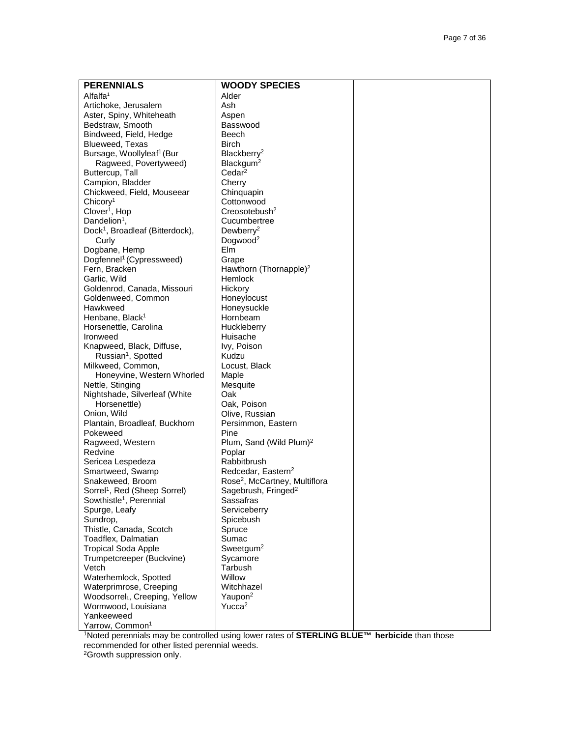| PERENNIALS | WOODY SPECIES | |
|---|---|---|
| Alfalfa[1] | Alder | |
| Artichoke, Jerusalem | Ash | |
| Aster, Spiny, Whiteheath | Aspen | |
| Bedstraw, Smooth | Basswood | |
| Bindweed, Field, Hedge | Beech | |
| Blueweed, Texas | Birch | |
| Bursage, Woollyleaf[1] (Bur Ragweed, Povertyweed) | Blackberry[2] | |
| | Blackgum[2] | |
| Buttercup, Tall | Cedar[2] | |
| Campion, Bladder | Cherry | |
| Chickweed, Field, Mouseear | Chinquapin | |
| Chicory[1] | Cottonwood | |
| Clover[1], Hop | Creosotebush[2] | |
| Dandelion[1], | Cucumbertree | |
| Dock[1], Broadleaf (Bitterdock), Curly | Dewberry[2] | |
| | Dogwood[2] | |
| Dogbane, Hemp | Elm | |
| Dogfennel[1] (Cypressweed) | Grape | |
| Fern, Bracken | Hawthorn (Thornapple)[2] | |
| Garlic, Wild | Hemlock | |
| Goldenrod, Canada, Missouri | Hickory | |
| Goldenweed, Common | Honeylocust | |
| Hawkweed | Honeysuckle | |
| Henbane, Black[1] | Hornbeam | |
| Horsenettle, Carolina | Huckleberry | |
| Ironweed | Huisache | |
| Knapweed, Black, Diffuse, Russian[1], Spotted | Ivy, Poison | |
| | Kudzu | |
| Milkweed, Common, Honeyvine, Western Whorled | Locust, Black | |
| | Maple | |
| Nettle, Stinging | Mesquite | |
| Nightshade, Silverleaf (White Horsenettle) | Oak | |
| | Oak, Poison | |
| Onion, Wild | Olive, Russian | |
| Plantain, Broadleaf, Buckhorn | Persimmon, Eastern | |
| Pokeweed | Pine | |
| Ragweed, Western | Plum, Sand (Wild Plum)[2] | |
| Redvine | Poplar | |
| Sericea Lespedeza | Rabbitbrush | |
| Smartweed, Swamp | Redcedar, Eastern[2] | |
| Snakeweed, Broom | Rose[2], McCartney, Multiflora | |
| Sorrel[1], Red (Sheep Sorrel) | Sagebrush, Fringed[2] | |
| Sowthistle[1], Perennial | Sassafras | |
| Spurge, Leafy | Serviceberry | |
| Sundrop, | Spicebush | |
| Thistle, Canada, Scotch | Spruce | |
| Toadflex, Dalmatian | Sumac | |
| Tropical Soda Apple | Sweetgum[2] | |
| Trumpetcreeper (Buckvine) | Sycamore | |
| Vetch | Tarbush | |
| Waterhemlock, Spotted | Willow | |
| Waterprimrose, Creeping | Witchhazel | |
| Woodsorrel[1], Creeping, Yellow | Yaupon[2] | |
| Wormwood, Louisiana | Yucca[2] | |
| Yankeeweed | | |
| Yarrow, Common[1] | | |

[1]Noted perennials may be controlled using lower rates of **STERLING BLUE™ herbicide** than those recommended for other listed perennial weeds.

[2]Growth suppression only.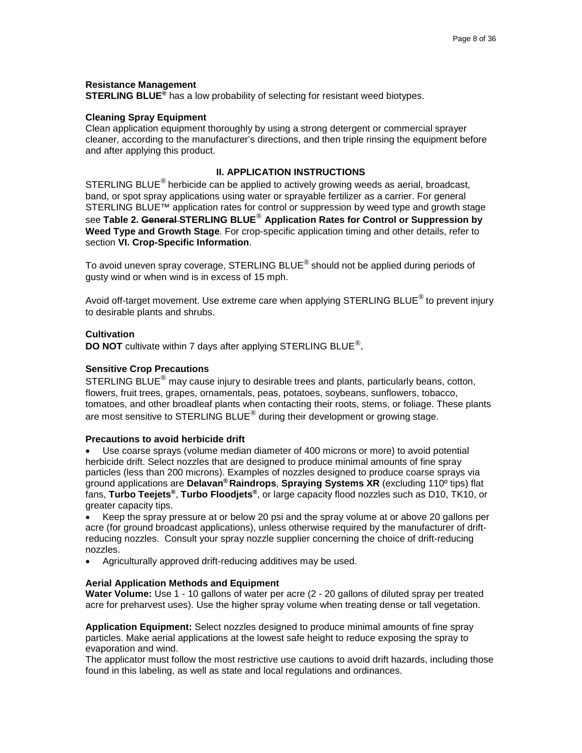**Resistance Management**
**STERLING BLUE®** has a low probability of selecting for resistant weed biotypes.

**Cleaning Spray Equipment**
Clean application equipment thoroughly by using a strong detergent or commercial sprayer cleaner, according to the manufacturer's directions, and then triple rinsing the equipment before and after applying this product.

## II. APPLICATION INSTRUCTIONS

STERLING BLUE® herbicide can be applied to actively growing weeds as aerial, broadcast, band, or spot spray applications using water or sprayable fertilizer as a carrier. For general STERLING BLUE™ application rates for control or suppression by weed type and growth stage see **Table 2. ~~General~~ STERLING BLUE® Application Rates for Control or Suppression by Weed Type and Growth Stage**. For crop-specific application timing and other details, refer to section **VI. Crop-Specific Information**.

To avoid uneven spray coverage, STERLING BLUE® should not be applied during periods of gusty wind or when wind is in excess of 15 mph.

Avoid off-target movement. Use extreme care when applying STERLING BLUE® to prevent injury to desirable plants and shrubs.

**Cultivation**
**DO NOT** cultivate within 7 days after applying STERLING BLUE®.

**Sensitive Crop Precautions**
STERLING BLUE® may cause injury to desirable trees and plants, particularly beans, cotton, flowers, fruit trees, grapes, ornamentals, peas, potatoes, soybeans, sunflowers, tobacco, tomatoes, and other broadleaf plants when contacting their roots, stems, or foliage. These plants are most sensitive to STERLING BLUE® during their development or growing stage.

**Precautions to avoid herbicide drift**

- Use coarse sprays (volume median diameter of 400 microns or more) to avoid potential herbicide drift. Select nozzles that are designed to produce minimal amounts of fine spray particles (less than 200 microns). Examples of nozzles designed to produce coarse sprays via ground applications are **Delavan® Raindrops**, **Spraying Systems XR** (excluding 110º tips) flat fans, **Turbo Teejets®**, **Turbo Floodjets®**, or large capacity flood nozzles such as D10, TK10, or greater capacity tips.
- Keep the spray pressure at or below 20 psi and the spray volume at or above 20 gallons per acre (for ground broadcast applications), unless otherwise required by the manufacturer of drift-reducing nozzles. Consult your spray nozzle supplier concerning the choice of drift-reducing nozzles.
- Agriculturally approved drift-reducing additives may be used.

**Aerial Application Methods and Equipment**
**Water Volume:** Use 1 - 10 gallons of water per acre (2 - 20 gallons of diluted spray per treated acre for preharvest uses). Use the higher spray volume when treating dense or tall vegetation.

**Application Equipment:** Select nozzles designed to produce minimal amounts of fine spray particles. Make aerial applications at the lowest safe height to reduce exposing the spray to evaporation and wind.
The applicator must follow the most restrictive use cautions to avoid drift hazards, including those found in this labeling, as well as state and local regulations and ordinances.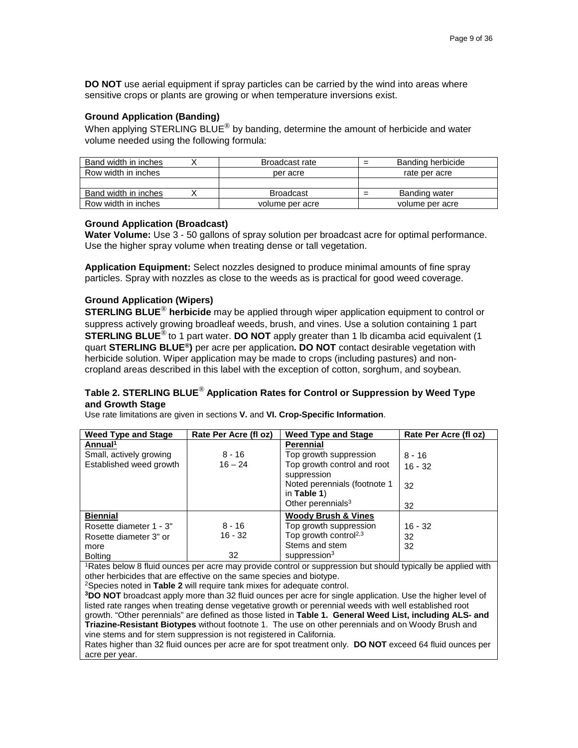**DO NOT** use aerial equipment if spray particles can be carried by the wind into areas where sensitive crops or plants are growing or when temperature inversions exist.

### Ground Application (Banding)

When applying STERLING BLUE® by banding, determine the amount of herbicide and water volume needed using the following formula:

| Band width in inches | X | Broadcast rate | = | Banding herbicide |
|---|---|---|---|---|
| Row width in inches | | per acre | | rate per acre |
| | | | | |
| Band width in inches | X | Broadcast | = | Banding water |
| Row width in inches | | volume per acre | | volume per acre |

### Ground Application (Broadcast)

**Water Volume:** Use 3 - 50 gallons of spray solution per broadcast acre for optimal performance. Use the higher spray volume when treating dense or tall vegetation.

**Application Equipment:** Select nozzles designed to produce minimal amounts of fine spray particles. Spray with nozzles as close to the weeds as is practical for good weed coverage.

### Ground Application (Wipers)

**STERLING BLUE® herbicide** may be applied through wiper application equipment to control or suppress actively growing broadleaf weeds, brush, and vines. Use a solution containing 1 part **STERLING BLUE®** to 1 part water. **DO NOT** apply greater than 1 lb dicamba acid equivalent (1 quart **STERLING BLUE®)** per acre per application**. DO NOT** contact desirable vegetation with herbicide solution. Wiper application may be made to crops (including pastures) and non-cropland areas described in this label with the exception of cotton, sorghum, and soybean.

### Table 2. STERLING BLUE® Application Rates for Control or Suppression by Weed Type and Growth Stage

Use rate limitations are given in sections **V.** and **VI. Crop-Specific Information**.

| Weed Type and Stage | Rate Per Acre (fl oz) | Weed Type and Stage | Rate Per Acre (fl oz) |
|---|---|---|---|
| **Annual**[1] | | **Perennial** | |
| Small, actively growing | 8 - 16 | Top growth suppression | 8 - 16 |
| Established weed growth | 16 – 24 | Top growth control and root suppression | 16 - 32 |
| | | Noted perennials (footnote 1 in **Table 1**) | 32 |
| | | Other perennials[3] | 32 |
| **Biennial** | | **Woody Brush & Vines** | |
| Rosette diameter 1 - 3" | 8 - 16 | Top growth suppression | 16 - 32 |
| Rosette diameter 3" or more | 16 - 32 | Top growth control[2,3] | 32 |
| Bolting | 32 | Stems and stem suppression[3] | 32 |

[1]Rates below 8 fluid ounces per acre may provide control or suppression but should typically be applied with other herbicides that are effective on the same species and biotype.

[2]Species noted in **Table 2** will require tank mixes for adequate control.

[3]**DO NOT** broadcast apply more than 32 fluid ounces per acre for single application. Use the higher level of listed rate ranges when treating dense vegetative growth or perennial weeds with well established root growth. "Other perennials" are defined as those listed in **Table 1. General Weed List, including ALS- and Triazine-Resistant Biotypes** without footnote 1. The use on other perennials and on Woody Brush and vine stems and for stem suppression is not registered in California.

Rates higher than 32 fluid ounces per acre are for spot treatment only. **DO NOT** exceed 64 fluid ounces per acre per year.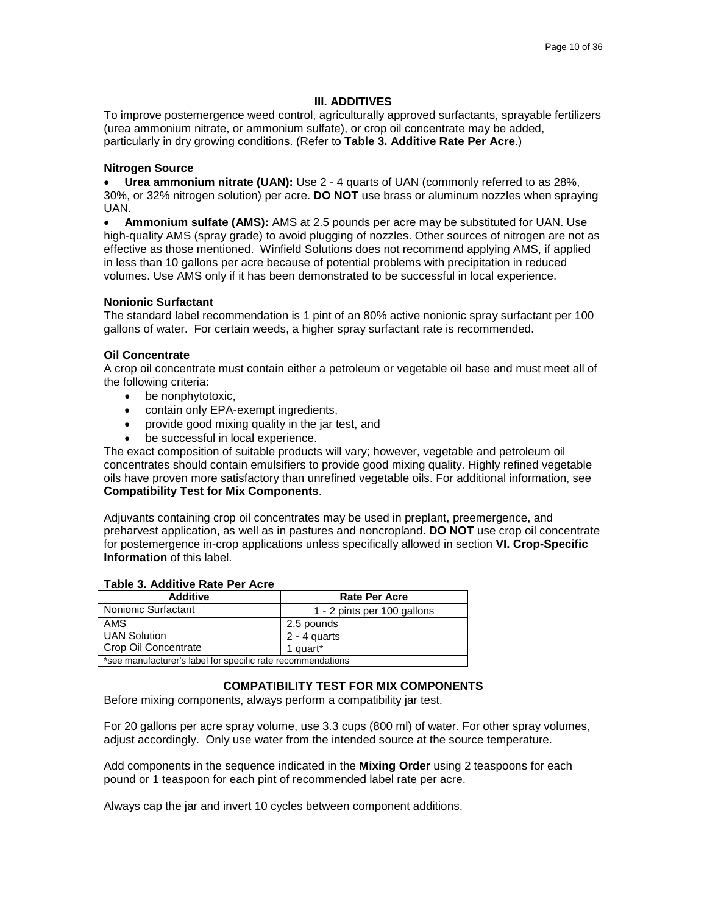## III. ADDITIVES

To improve postemergence weed control, agriculturally approved surfactants, sprayable fertilizers (urea ammonium nitrate, or ammonium sulfate), or crop oil concentrate may be added, particularly in dry growing conditions. (Refer to **Table 3. Additive Rate Per Acre**.)

### Nitrogen Source

- **Urea ammonium nitrate (UAN):** Use 2 - 4 quarts of UAN (commonly referred to as 28%, 30%, or 32% nitrogen solution) per acre. **DO NOT** use brass or aluminum nozzles when spraying UAN.
- **Ammonium sulfate (AMS):** AMS at 2.5 pounds per acre may be substituted for UAN. Use high-quality AMS (spray grade) to avoid plugging of nozzles. Other sources of nitrogen are not as effective as those mentioned. Winfield Solutions does not recommend applying AMS, if applied in less than 10 gallons per acre because of potential problems with precipitation in reduced volumes. Use AMS only if it has been demonstrated to be successful in local experience.

### Nonionic Surfactant

The standard label recommendation is 1 pint of an 80% active nonionic spray surfactant per 100 gallons of water. For certain weeds, a higher spray surfactant rate is recommended.

### Oil Concentrate

A crop oil concentrate must contain either a petroleum or vegetable oil base and must meet all of the following criteria:

- be nonphytotoxic,
- contain only EPA-exempt ingredients,
- provide good mixing quality in the jar test, and
- be successful in local experience.

The exact composition of suitable products will vary; however, vegetable and petroleum oil concentrates should contain emulsifiers to provide good mixing quality. Highly refined vegetable oils have proven more satisfactory than unrefined vegetable oils. For additional information, see **Compatibility Test for Mix Components**.

Adjuvants containing crop oil concentrates may be used in preplant, preemergence, and preharvest application, as well as in pastures and noncropland. **DO NOT** use crop oil concentrate for postemergence in-crop applications unless specifically allowed in section **VI. Crop-Specific Information** of this label.

**Table 3. Additive Rate Per Acre**

| Additive | Rate Per Acre |
|---|---|
| Nonionic Surfactant | 1 - 2 pints per 100 gallons |
| AMS | 2.5 pounds |
| UAN Solution | 2 - 4 quarts |
| Crop Oil Concentrate | 1 quart* |

*see manufacturer's label for specific rate recommendations

## COMPATIBILITY TEST FOR MIX COMPONENTS

Before mixing components, always perform a compatibility jar test.

For 20 gallons per acre spray volume, use 3.3 cups (800 ml) of water. For other spray volumes, adjust accordingly. Only use water from the intended source at the source temperature.

Add components in the sequence indicated in the **Mixing Order** using 2 teaspoons for each pound or 1 teaspoon for each pint of recommended label rate per acre.

Always cap the jar and invert 10 cycles between component additions.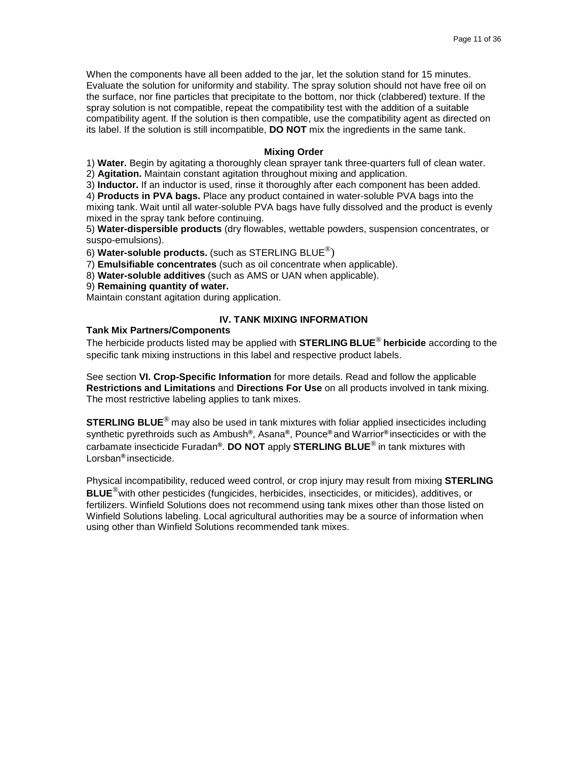When the components have all been added to the jar, let the solution stand for 15 minutes. Evaluate the solution for uniformity and stability. The spray solution should not have free oil on the surface, nor fine particles that precipitate to the bottom, nor thick (clabbered) texture. If the spray solution is not compatible, repeat the compatibility test with the addition of a suitable compatibility agent. If the solution is then compatible, use the compatibility agent as directed on its label. If the solution is still incompatible, **DO NOT** mix the ingredients in the same tank.

### Mixing Order

1) **Water.** Begin by agitating a thoroughly clean sprayer tank three-quarters full of clean water.
2) **Agitation.** Maintain constant agitation throughout mixing and application.
3) **Inductor.** If an inductor is used, rinse it thoroughly after each component has been added.
4) **Products in PVA bags.** Place any product contained in water-soluble PVA bags into the mixing tank. Wait until all water-soluble PVA bags have fully dissolved and the product is evenly mixed in the spray tank before continuing.
5) **Water-dispersible products** (dry flowables, wettable powders, suspension concentrates, or suspo-emulsions).
6) **Water-soluble products.** (such as STERLING BLUE®)
7) **Emulsifiable concentrates** (such as oil concentrate when applicable).
8) **Water-soluble additives** (such as AMS or UAN when applicable).
9) **Remaining quantity of water.**

Maintain constant agitation during application.

## IV. TANK MIXING INFORMATION

### Tank Mix Partners/Components

The herbicide products listed may be applied with **STERLING BLUE® herbicide** according to the specific tank mixing instructions in this label and respective product labels.

See section **VI. Crop-Specific Information** for more details. Read and follow the applicable **Restrictions and Limitations** and **Directions For Use** on all products involved in tank mixing. The most restrictive labeling applies to tank mixes.

**STERLING BLUE®** may also be used in tank mixtures with foliar applied insecticides including synthetic pyrethroids such as Ambush®, Asana®, Pounce® and Warrior® insecticides or with the carbamate insecticide Furadan®. **DO NOT** apply **STERLING BLUE®** in tank mixtures with Lorsban® insecticide.

Physical incompatibility, reduced weed control, or crop injury may result from mixing **STERLING BLUE®** with other pesticides (fungicides, herbicides, insecticides, or miticides), additives, or fertilizers. Winfield Solutions does not recommend using tank mixes other than those listed on Winfield Solutions labeling. Local agricultural authorities may be a source of information when using other than Winfield Solutions recommended tank mixes.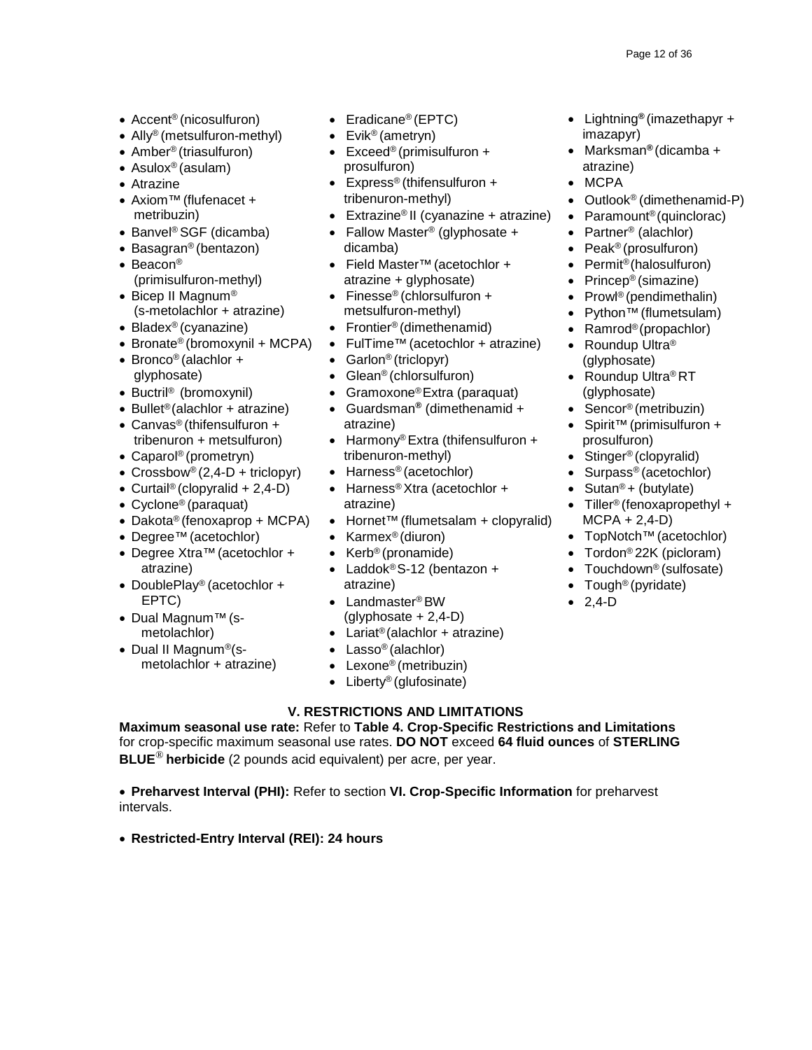- Accent® (nicosulfuron)
- Ally® (metsulfuron-methyl)
- Amber® (triasulfuron)
- Asulox® (asulam)
- Atrazine
- Axiom™ (flufenacet + metribuzin)
- Banvel® SGF (dicamba)
- Basagran® (bentazon)
- Beacon® (primisulfuron-methyl)
- Bicep II Magnum® (s-metolachlor + atrazine)
- Bladex® (cyanazine)
- Bronate® (bromoxynil + MCPA)
- Bronco® (alachlor + glyphosate)
- Buctril® (bromoxynil)
- Bullet® (alachlor + atrazine)
- Canvas® (thifensulfuron + tribenuron + metsulfuron)
- Caparol® (prometryn)
- Crossbow® (2,4-D + triclopyr)
- Curtail® (clopyralid + 2,4-D)
- Cyclone® (paraquat)
- Dakota® (fenoxaprop + MCPA)
- Degree™ (acetochlor)
- Degree Xtra™ (acetochlor + atrazine)
- DoublePlay® (acetochlor + EPTC)
- Dual Magnum™ (s-metolachlor)
- Dual II Magnum® (s-metolachlor + atrazine)
- Eradicane® (EPTC)
- Evik® (ametryn)
- Exceed® (primisulfuron + prosulfuron)
- Express® (thifensulfuron + tribenuron-methyl)
- Extrazine® II (cyanazine + atrazine)
- Fallow Master® (glyphosate + dicamba)
- Field Master™ (acetochlor + atrazine + glyphosate)
- Finesse® (chlorsulfuron + metsulfuron-methyl)
- Frontier® (dimethenamid)
- FulTime™ (acetochlor + atrazine)
- Garlon® (triclopyr)
- Glean® (chlorsulfuron)
- Gramoxone® Extra (paraquat)
- Guardsman® (dimethenamid + atrazine)
- Harmony® Extra (thifensulfuron + tribenuron-methyl)
- Harness® (acetochlor)
- Harness® Xtra (acetochlor + atrazine)
- Hornet™ (flumetsalam + clopyralid)
- Karmex® (diuron)
- Kerb® (pronamide)
- Laddok® S-12 (bentazon + atrazine)
- Landmaster® BW (glyphosate + 2,4-D)
- Lariat® (alachlor + atrazine)
- Lasso® (alachlor)
- Lexone® (metribuzin)
- Liberty® (glufosinate)
- Lightning® (imazethapyr + imazapyr)
- Marksman® (dicamba + atrazine)
- MCPA
- Outlook® (dimethenamid-P)
- Paramount® (quinclorac)
- Partner® (alachlor)
- Peak® (prosulfuron)
- Permit® (halosulfuron)
- Princep® (simazine)
- Prowl® (pendimethalin)
- Python™ (flumetsulam)
- Ramrod® (propachlor)
- Roundup Ultra® (glyphosate)
- Roundup Ultra® RT (glyphosate)
- Sencor® (metribuzin)
- Spirit™ (primisulfuron + prosulfuron)
- Stinger® (clopyralid)
- Surpass® (acetochlor)
- Sutan® + (butylate)
- Tiller® (fenoxapropethyl + MCPA + 2,4-D)
- TopNotch™ (acetochlor)
- Tordon® 22K (picloram)
- Touchdown® (sulfosate)
- Tough® (pyridate)
- 2,4-D

## V. RESTRICTIONS AND LIMITATIONS

**Maximum seasonal use rate:** Refer to **Table 4. Crop-Specific Restrictions and Limitations** for crop-specific maximum seasonal use rates. **DO NOT** exceed **64 fluid ounces** of **STERLING BLUE® herbicide** (2 pounds acid equivalent) per acre, per year.

- **Preharvest Interval (PHI):** Refer to section **VI. Crop-Specific Information** for preharvest intervals.

- **Restricted-Entry Interval (REI): 24 hours**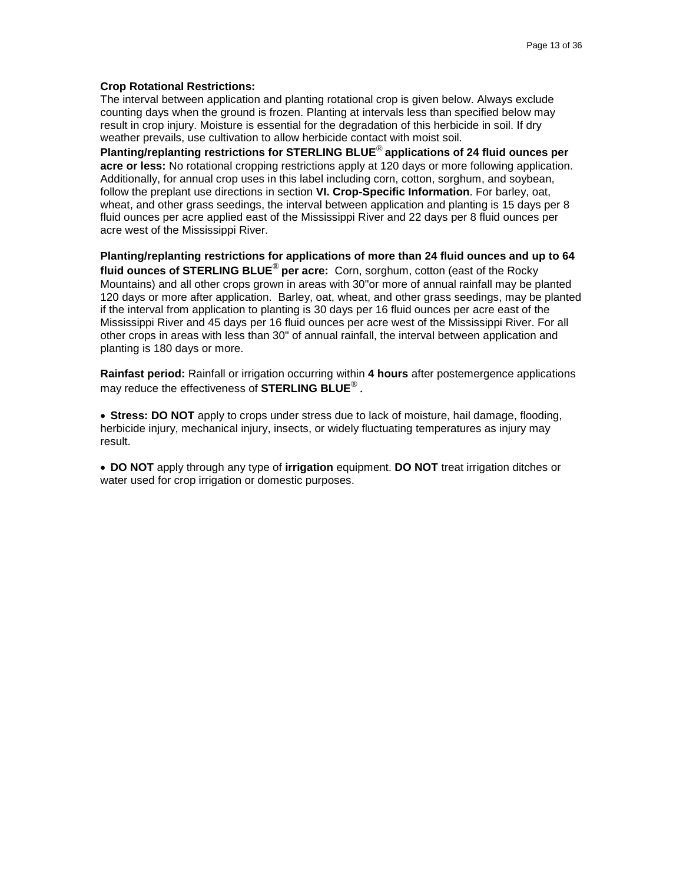**Crop Rotational Restrictions:**
The interval between application and planting rotational crop is given below. Always exclude counting days when the ground is frozen. Planting at intervals less than specified below may result in crop injury. Moisture is essential for the degradation of this herbicide in soil. If dry weather prevails, use cultivation to allow herbicide contact with moist soil.

**Planting/replanting restrictions for STERLING BLUE® applications of 24 fluid ounces per acre or less:** No rotational cropping restrictions apply at 120 days or more following application. Additionally, for annual crop uses in this label including corn, cotton, sorghum, and soybean, follow the preplant use directions in section **VI. Crop-Specific Information**. For barley, oat, wheat, and other grass seedings, the interval between application and planting is 15 days per 8 fluid ounces per acre applied east of the Mississippi River and 22 days per 8 fluid ounces per acre west of the Mississippi River.

**Planting/replanting restrictions for applications of more than 24 fluid ounces and up to 64 fluid ounces of STERLING BLUE® per acre:** Corn, sorghum, cotton (east of the Rocky Mountains) and all other crops grown in areas with 30"or more of annual rainfall may be planted 120 days or more after application. Barley, oat, wheat, and other grass seedings, may be planted if the interval from application to planting is 30 days per 16 fluid ounces per acre east of the Mississippi River and 45 days per 16 fluid ounces per acre west of the Mississippi River. For all other crops in areas with less than 30" of annual rainfall, the interval between application and planting is 180 days or more.

**Rainfast period:** Rainfall or irrigation occurring within **4 hours** after postemergence applications may reduce the effectiveness of **STERLING BLUE®**.

- **Stress: DO NOT** apply to crops under stress due to lack of moisture, hail damage, flooding, herbicide injury, mechanical injury, insects, or widely fluctuating temperatures as injury may result.

- **DO NOT** apply through any type of **irrigation** equipment. **DO NOT** treat irrigation ditches or water used for crop irrigation or domestic purposes.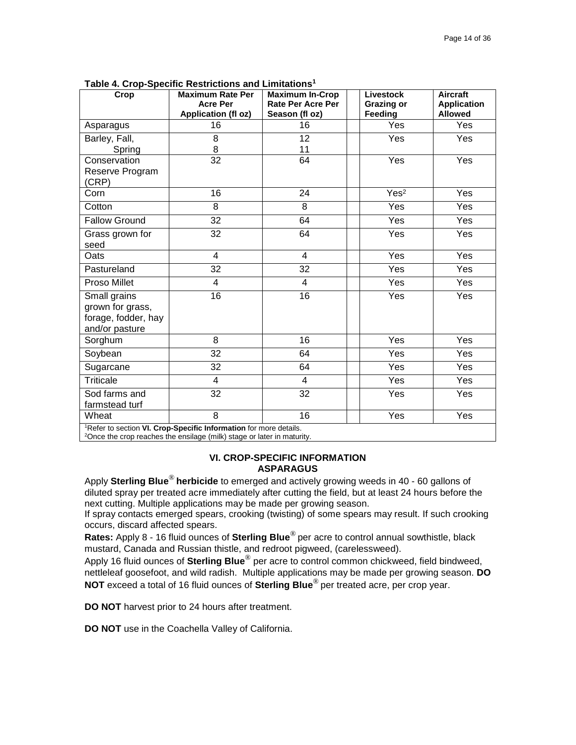**Table 4. Crop-Specific Restrictions and Limitations[1]**

| Crop | Maximum Rate Per Acre Per Application (fl oz) | Maximum In-Crop Rate Per Acre Per Season (fl oz) | | Livestock Grazing or Feeding | Aircraft Application Allowed |
|---|---|---|---|---|---|
| Asparagus | 16 | 16 | | Yes | Yes |
| Barley, Fall, Spring | 8 8 | 12 11 | | Yes | Yes |
| Conservation Reserve Program (CRP) | 32 | 64 | | Yes | Yes |
| Corn | 16 | 24 | | Yes[2] | Yes |
| Cotton | 8 | 8 | | Yes | Yes |
| Fallow Ground | 32 | 64 | | Yes | Yes |
| Grass grown for seed | 32 | 64 | | Yes | Yes |
| Oats | 4 | 4 | | Yes | Yes |
| Pastureland | 32 | 32 | | Yes | Yes |
| Proso Millet | 4 | 4 | | Yes | Yes |
| Small grains grown for grass, forage, fodder, hay and/or pasture | 16 | 16 | | Yes | Yes |
| Sorghum | 8 | 16 | | Yes | Yes |
| Soybean | 32 | 64 | | Yes | Yes |
| Sugarcane | 32 | 64 | | Yes | Yes |
| Triticale | 4 | 4 | | Yes | Yes |
| Sod farms and farmstead turf | 32 | 32 | | Yes | Yes |
| Wheat | 8 | 16 | | Yes | Yes |

[1]Refer to section **VI. Crop-Specific Information** for more details.
[2]Once the crop reaches the ensilage (milk) stage or later in maturity.

## VI. CROP-SPECIFIC INFORMATION

### ASPARAGUS

Apply **Sterling Blue® herbicide** to emerged and actively growing weeds in 40 - 60 gallons of diluted spray per treated acre immediately after cutting the field, but at least 24 hours before the next cutting. Multiple applications may be made per growing season.
If spray contacts emerged spears, crooking (twisting) of some spears may result. If such crooking occurs, discard affected spears.

**Rates:** Apply 8 - 16 fluid ounces of **Sterling Blue®** per acre to control annual sowthistle, black mustard, Canada and Russian thistle, and redroot pigweed, (carelessweed).
Apply 16 fluid ounces of **Sterling Blue®** per acre to control common chickweed, field bindweed, nettleleaf goosefoot, and wild radish. Multiple applications may be made per growing season. **DO NOT** exceed a total of 16 fluid ounces of **Sterling Blue®** per treated acre, per crop year.

**DO NOT** harvest prior to 24 hours after treatment.

**DO NOT** use in the Coachella Valley of California.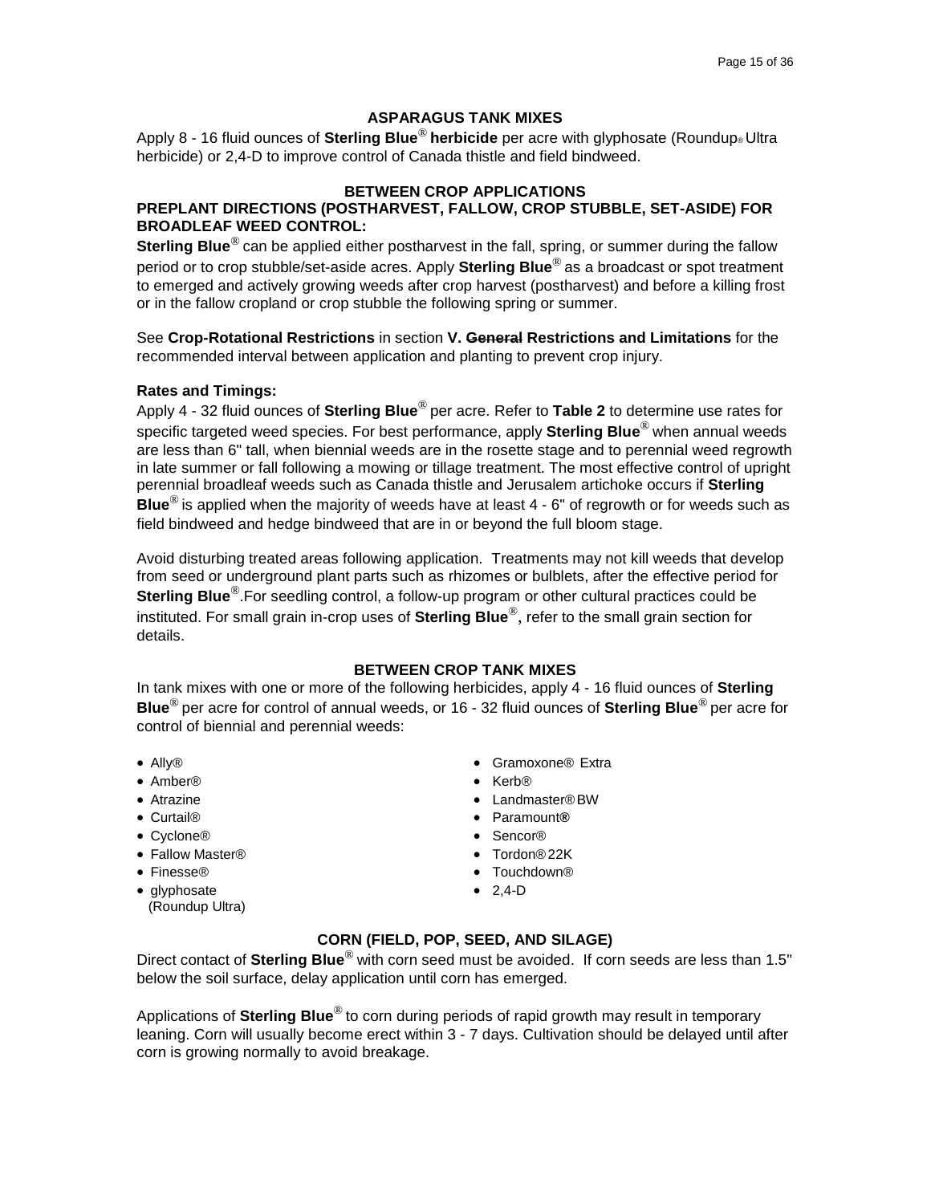## ASPARAGUS TANK MIXES

Apply 8 - 16 fluid ounces of **Sterling Blue® herbicide** per acre with glyphosate (Roundup® Ultra herbicide) or 2,4-D to improve control of Canada thistle and field bindweed.

## BETWEEN CROP APPLICATIONS

### PREPLANT DIRECTIONS (POSTHARVEST, FALLOW, CROP STUBBLE, SET-ASIDE) FOR BROADLEAF WEED CONTROL:

**Sterling Blue®** can be applied either postharvest in the fall, spring, or summer during the fallow period or to crop stubble/set-aside acres. Apply **Sterling Blue®** as a broadcast or spot treatment to emerged and actively growing weeds after crop harvest (postharvest) and before a killing frost or in the fallow cropland or crop stubble the following spring or summer.

See **Crop-Rotational Restrictions** in section **V. ~~General~~ Restrictions and Limitations** for the recommended interval between application and planting to prevent crop injury.

**Rates and Timings:**

Apply 4 - 32 fluid ounces of **Sterling Blue®** per acre. Refer to **Table 2** to determine use rates for specific targeted weed species. For best performance, apply **Sterling Blue®** when annual weeds are less than 6" tall, when biennial weeds are in the rosette stage and to perennial weed regrowth in late summer or fall following a mowing or tillage treatment. The most effective control of upright perennial broadleaf weeds such as Canada thistle and Jerusalem artichoke occurs if **Sterling Blue®** is applied when the majority of weeds have at least 4 - 6" of regrowth or for weeds such as field bindweed and hedge bindweed that are in or beyond the full bloom stage.

Avoid disturbing treated areas following application. Treatments may not kill weeds that develop from seed or underground plant parts such as rhizomes or bulblets, after the effective period for **Sterling Blue®**.For seedling control, a follow-up program or other cultural practices could be instituted. For small grain in-crop uses of **Sterling Blue®,** refer to the small grain section for details.

## BETWEEN CROP TANK MIXES

In tank mixes with one or more of the following herbicides, apply 4 - 16 fluid ounces of **Sterling Blue®** per acre for control of annual weeds, or 16 - 32 fluid ounces of **Sterling Blue®** per acre for control of biennial and perennial weeds:

- Ally®
- Amber®
- Atrazine
- Curtail®
- Cyclone®
- Fallow Master®
- Finesse®
- glyphosate (Roundup Ultra)
- Gramoxone® Extra
- Kerb®
- Landmaster® BW
- Paramount®
- Sencor®
- Tordon® 22K
- Touchdown®
- 2,4-D

## CORN (FIELD, POP, SEED, AND SILAGE)

Direct contact of **Sterling Blue®** with corn seed must be avoided. If corn seeds are less than 1.5" below the soil surface, delay application until corn has emerged.

Applications of **Sterling Blue®** to corn during periods of rapid growth may result in temporary leaning. Corn will usually become erect within 3 - 7 days. Cultivation should be delayed until after corn is growing normally to avoid breakage.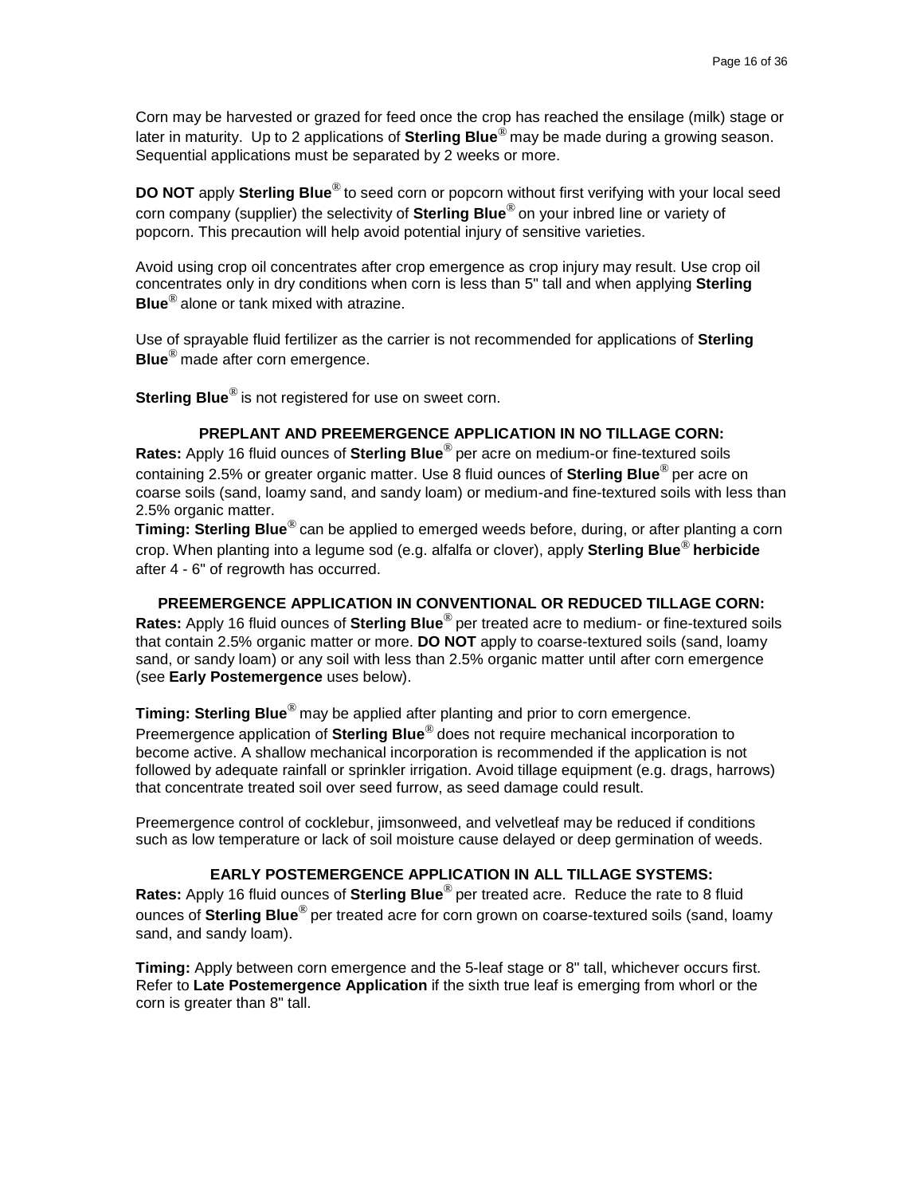Corn may be harvested or grazed for feed once the crop has reached the ensilage (milk) stage or later in maturity. Up to 2 applications of **Sterling Blue**® may be made during a growing season. Sequential applications must be separated by 2 weeks or more.

**DO NOT** apply **Sterling Blue**® to seed corn or popcorn without first verifying with your local seed corn company (supplier) the selectivity of **Sterling Blue**® on your inbred line or variety of popcorn. This precaution will help avoid potential injury of sensitive varieties.

Avoid using crop oil concentrates after crop emergence as crop injury may result. Use crop oil concentrates only in dry conditions when corn is less than 5" tall and when applying **Sterling Blue**® alone or tank mixed with atrazine.

Use of sprayable fluid fertilizer as the carrier is not recommended for applications of **Sterling Blue**® made after corn emergence.

**Sterling Blue**® is not registered for use on sweet corn.

### PREPLANT AND PREEMERGENCE APPLICATION IN NO TILLAGE CORN:

**Rates:** Apply 16 fluid ounces of **Sterling Blue**® per acre on medium-or fine-textured soils containing 2.5% or greater organic matter. Use 8 fluid ounces of **Sterling Blue**® per acre on coarse soils (sand, loamy sand, and sandy loam) or medium-and fine-textured soils with less than 2.5% organic matter.

**Timing: Sterling Blue**® can be applied to emerged weeds before, during, or after planting a corn crop. When planting into a legume sod (e.g. alfalfa or clover), apply **Sterling Blue**® **herbicide** after 4 - 6" of regrowth has occurred.

### PREEMERGENCE APPLICATION IN CONVENTIONAL OR REDUCED TILLAGE CORN:

**Rates:** Apply 16 fluid ounces of **Sterling Blue**® per treated acre to medium- or fine-textured soils that contain 2.5% organic matter or more. **DO NOT** apply to coarse-textured soils (sand, loamy sand, or sandy loam) or any soil with less than 2.5% organic matter until after corn emergence (see **Early Postemergence** uses below).

**Timing: Sterling Blue**® may be applied after planting and prior to corn emergence. Preemergence application of **Sterling Blue**® does not require mechanical incorporation to become active. A shallow mechanical incorporation is recommended if the application is not followed by adequate rainfall or sprinkler irrigation. Avoid tillage equipment (e.g. drags, harrows) that concentrate treated soil over seed furrow, as seed damage could result.

Preemergence control of cocklebur, jimsonweed, and velvetleaf may be reduced if conditions such as low temperature or lack of soil moisture cause delayed or deep germination of weeds.

### EARLY POSTEMERGENCE APPLICATION IN ALL TILLAGE SYSTEMS:

**Rates:** Apply 16 fluid ounces of **Sterling Blue**® per treated acre. Reduce the rate to 8 fluid ounces of **Sterling Blue**® per treated acre for corn grown on coarse-textured soils (sand, loamy sand, and sandy loam).

**Timing:** Apply between corn emergence and the 5-leaf stage or 8" tall, whichever occurs first. Refer to **Late Postemergence Application** if the sixth true leaf is emerging from whorl or the corn is greater than 8" tall.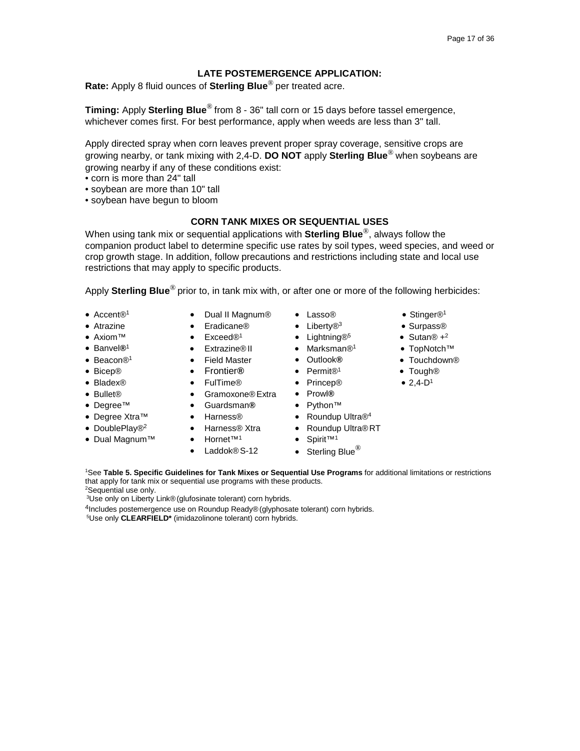## LATE POSTEMERGENCE APPLICATION:

**Rate:** Apply 8 fluid ounces of **Sterling Blue**® per treated acre.

**Timing:** Apply **Sterling Blue**® from 8 - 36" tall corn or 15 days before tassel emergence, whichever comes first. For best performance, apply when weeds are less than 3" tall.

Apply directed spray when corn leaves prevent proper spray coverage, sensitive crops are growing nearby, or tank mixing with 2,4-D. **DO NOT** apply **Sterling Blue**® when soybeans are growing nearby if any of these conditions exist:

- corn is more than 24" tall
- soybean are more than 10" tall
- soybean have begun to bloom

## CORN TANK MIXES OR SEQUENTIAL USES

When using tank mix or sequential applications with **Sterling Blue**®, always follow the companion product label to determine specific use rates by soil types, weed species, and weed or crop growth stage. In addition, follow precautions and restrictions including state and local use restrictions that may apply to specific products.

Apply **Sterling Blue**® prior to, in tank mix with, or after one or more of the following herbicides:

- Accent®[1]
- Atrazine
- Axiom™
- Banvel®[1]
- Beacon®[1]
- Bicep®
- Bladex®
- Bullet®
- Degree™
- Degree Xtra™
- DoublePlay®[2]
- Dual Magnum™
- Dual II Magnum®
- Eradicane®
- Exceed®[1]
- Extrazine® II
- Field Master
- Frontier®
- FulTime®
- Gramoxone® Extra
- Guardsman®
- Harness®
- Harness® Xtra
- Hornet™[1]
- Laddok® S-12
- Lasso®
- Liberty®[3]
- Lightning®[5]
- Marksman®[1]
- Outlook®
- Permit®[1]
- Princep®
- Prowl®
- Python™
- Roundup Ultra®[4]
- Roundup Ultra® RT
- Spirit™[1]
- Sterling Blue®
- Stinger®[1]
- Surpass®
- Sutan® +[2]
- TopNotch™
- Touchdown®
- Tough®
- 2,4-D[1]

[1]See **Table 5. Specific Guidelines for Tank Mixes or Sequential Use Programs** for additional limitations or restrictions that apply for tank mix or sequential use programs with these products.
[2]Sequential use only.
[3]Use only on Liberty Link® (glufosinate tolerant) corn hybrids.
[4]Includes postemergence use on Roundup Ready® (glyphosate tolerant) corn hybrids.
[5]Use only **CLEARFIELD*** (imidazolinone tolerant) corn hybrids.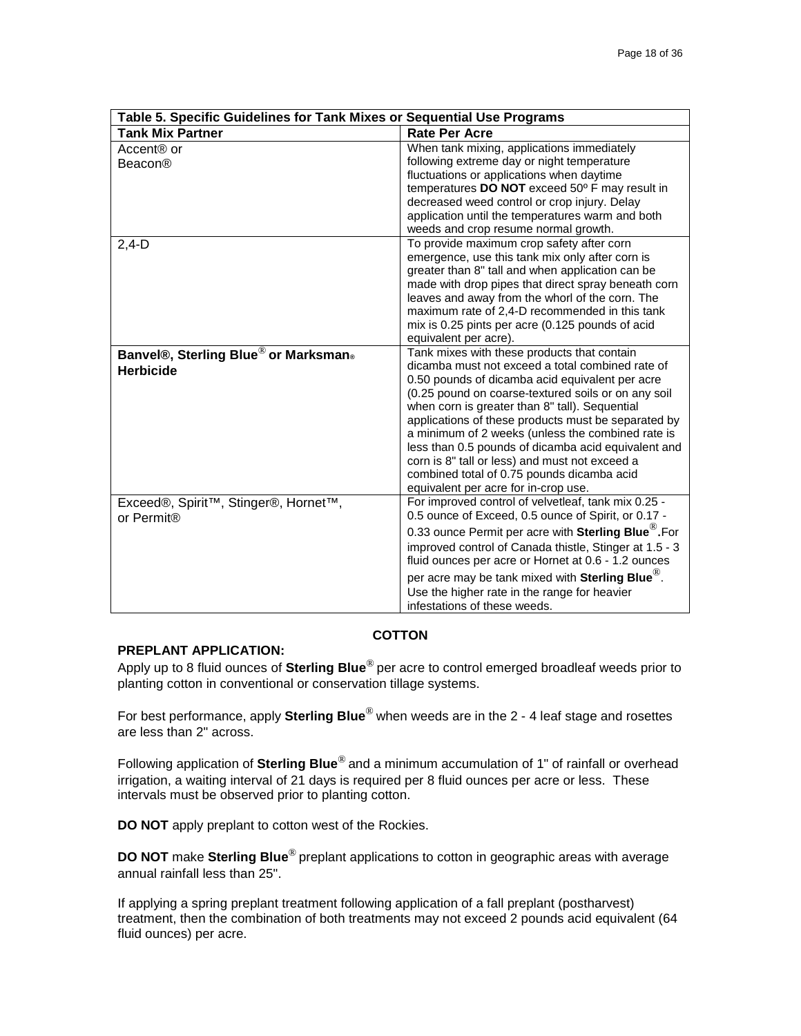| Table 5. Specific Guidelines for Tank Mixes or Sequential Use Programs | |
|---|---|
| **Tank Mix Partner** | **Rate Per Acre** |
| Accent® or Beacon® | When tank mixing, applications immediately following extreme day or night temperature fluctuations or applications when daytime temperatures **DO NOT** exceed 50º F may result in decreased weed control or crop injury. Delay application until the temperatures warm and both weeds and crop resume normal growth. |
| 2,4-D | To provide maximum crop safety after corn emergence, use this tank mix only after corn is greater than 8" tall and when application can be made with drop pipes that direct spray beneath corn leaves and away from the whorl of the corn. The maximum rate of 2,4-D recommended in this tank mix is 0.25 pints per acre (0.125 pounds of acid equivalent per acre). |
| **Banvel®, Sterling Blue® or Marksman® Herbicide** | Tank mixes with these products that contain dicamba must not exceed a total combined rate of 0.50 pounds of dicamba acid equivalent per acre (0.25 pound on coarse-textured soils or on any soil when corn is greater than 8" tall). Sequential applications of these products must be separated by a minimum of 2 weeks (unless the combined rate is less than 0.5 pounds of dicamba acid equivalent and corn is 8" tall or less) and must not exceed a combined total of 0.75 pounds dicamba acid equivalent per acre for in-crop use. |
| Exceed®, Spirit™, Stinger®, Hornet™, or Permit® | For improved control of velvetleaf, tank mix 0.25 - 0.5 ounce of Exceed, 0.5 ounce of Spirit, or 0.17 - 0.33 ounce Permit per acre with **Sterling Blue®.** For improved control of Canada thistle, Stinger at 1.5 - 3 fluid ounces per acre or Hornet at 0.6 - 1.2 ounces per acre may be tank mixed with **Sterling Blue®**. Use the higher rate in the range for heavier infestations of these weeds. |

## COTTON

**PREPLANT APPLICATION:**

Apply up to 8 fluid ounces of **Sterling Blue®** per acre to control emerged broadleaf weeds prior to planting cotton in conventional or conservation tillage systems.

For best performance, apply **Sterling Blue®** when weeds are in the 2 - 4 leaf stage and rosettes are less than 2" across.

Following application of **Sterling Blue®** and a minimum accumulation of 1" of rainfall or overhead irrigation, a waiting interval of 21 days is required per 8 fluid ounces per acre or less. These intervals must be observed prior to planting cotton.

**DO NOT** apply preplant to cotton west of the Rockies.

**DO NOT** make **Sterling Blue®** preplant applications to cotton in geographic areas with average annual rainfall less than 25".

If applying a spring preplant treatment following application of a fall preplant (postharvest) treatment, then the combination of both treatments may not exceed 2 pounds acid equivalent (64 fluid ounces) per acre.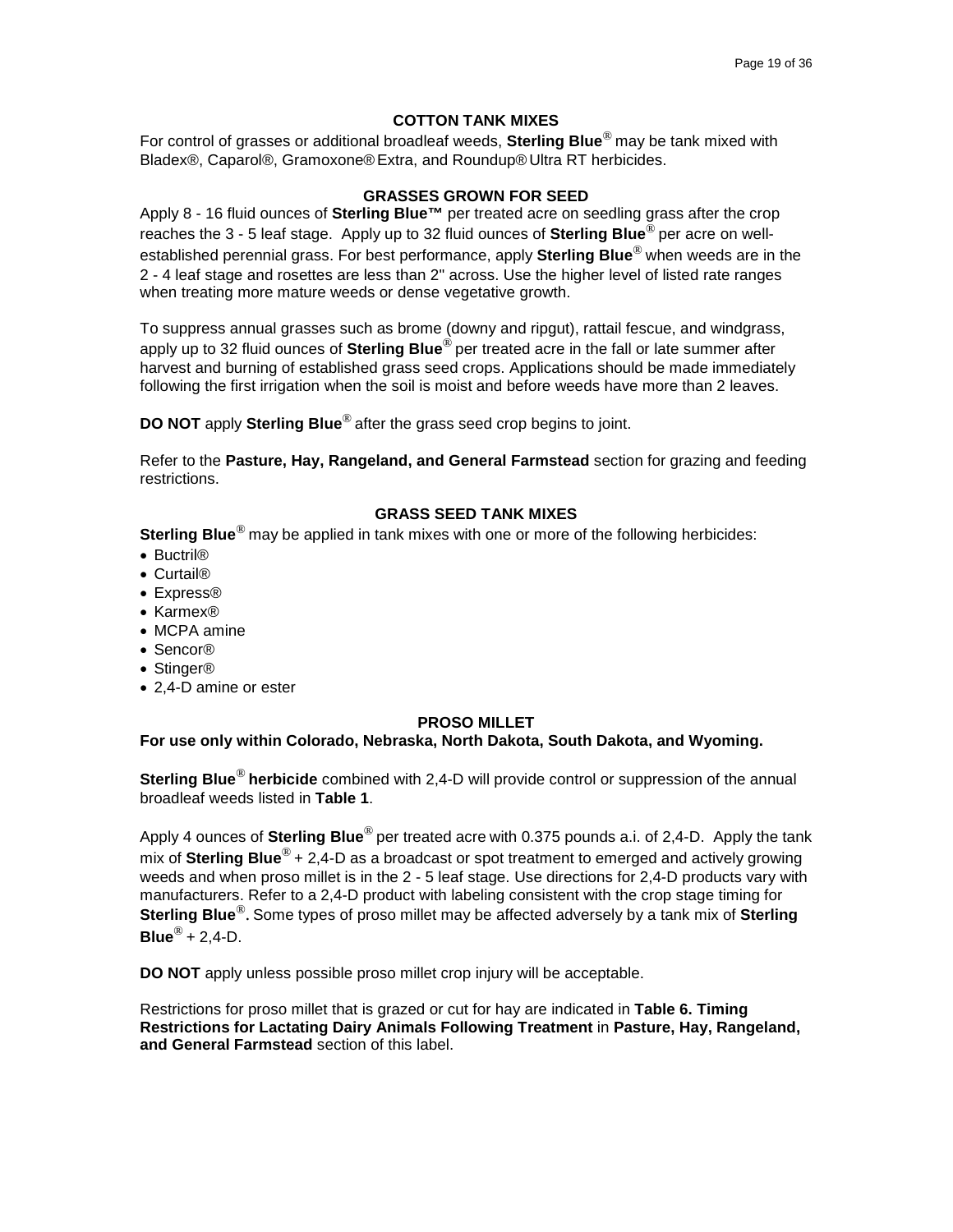## COTTON TANK MIXES

For control of grasses or additional broadleaf weeds, **Sterling Blue**® may be tank mixed with Bladex®, Caparol®, Gramoxone® Extra, and Roundup® Ultra RT herbicides.

## GRASSES GROWN FOR SEED

Apply 8 - 16 fluid ounces of **Sterling Blue™** per treated acre on seedling grass after the crop reaches the 3 - 5 leaf stage. Apply up to 32 fluid ounces of **Sterling Blue**® per acre on well-established perennial grass. For best performance, apply **Sterling Blue**® when weeds are in the 2 - 4 leaf stage and rosettes are less than 2" across. Use the higher level of listed rate ranges when treating more mature weeds or dense vegetative growth.

To suppress annual grasses such as brome (downy and ripgut), rattail fescue, and windgrass, apply up to 32 fluid ounces of **Sterling Blue**® per treated acre in the fall or late summer after harvest and burning of established grass seed crops. Applications should be made immediately following the first irrigation when the soil is moist and before weeds have more than 2 leaves.

**DO NOT** apply **Sterling Blue**® after the grass seed crop begins to joint.

Refer to the **Pasture, Hay, Rangeland, and General Farmstead** section for grazing and feeding restrictions.

## GRASS SEED TANK MIXES

**Sterling Blue**® may be applied in tank mixes with one or more of the following herbicides:

- Buctril®
- Curtail®
- Express®
- Karmex®
- MCPA amine
- Sencor®
- Stinger®
- 2,4-D amine or ester

## PROSO MILLET

**For use only within Colorado, Nebraska, North Dakota, South Dakota, and Wyoming.**

**Sterling Blue**® **herbicide** combined with 2,4-D will provide control or suppression of the annual broadleaf weeds listed in **Table 1**.

Apply 4 ounces of **Sterling Blue**® per treated acre with 0.375 pounds a.i. of 2,4-D. Apply the tank mix of **Sterling Blue**® + 2,4-D as a broadcast or spot treatment to emerged and actively growing weeds and when proso millet is in the 2 - 5 leaf stage. Use directions for 2,4-D products vary with manufacturers. Refer to a 2,4-D product with labeling consistent with the crop stage timing for **Sterling Blue**®**.** Some types of proso millet may be affected adversely by a tank mix of **Sterling Blue**® + 2,4-D.

**DO NOT** apply unless possible proso millet crop injury will be acceptable.

Restrictions for proso millet that is grazed or cut for hay are indicated in **Table 6. Timing Restrictions for Lactating Dairy Animals Following Treatment** in **Pasture, Hay, Rangeland, and General Farmstead** section of this label.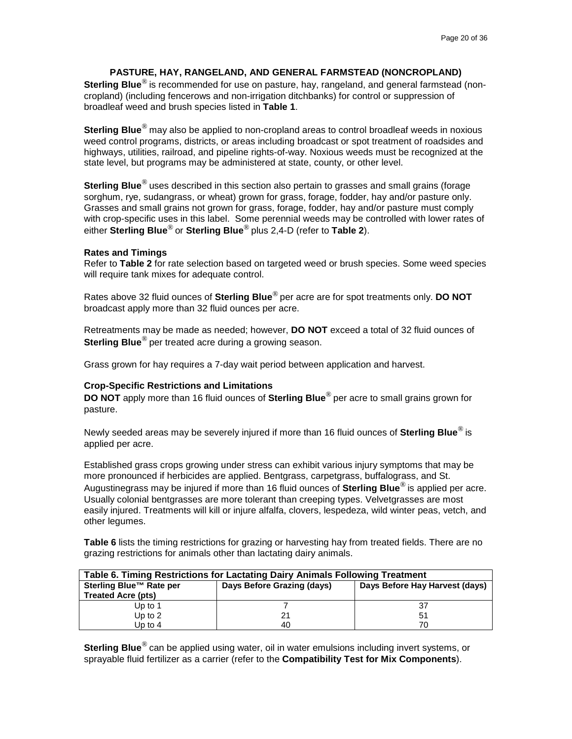## PASTURE, HAY, RANGELAND, AND GENERAL FARMSTEAD (NONCROPLAND)

**Sterling Blue**® is recommended for use on pasture, hay, rangeland, and general farmstead (non-cropland) (including fencerows and non-irrigation ditchbanks) for control or suppression of broadleaf weed and brush species listed in **Table 1**.

**Sterling Blue**® may also be applied to non-cropland areas to control broadleaf weeds in noxious weed control programs, districts, or areas including broadcast or spot treatment of roadsides and highways, utilities, railroad, and pipeline rights-of-way. Noxious weeds must be recognized at the state level, but programs may be administered at state, county, or other level.

**Sterling Blue**® uses described in this section also pertain to grasses and small grains (forage sorghum, rye, sudangrass, or wheat) grown for grass, forage, fodder, hay and/or pasture only. Grasses and small grains not grown for grass, forage, fodder, hay and/or pasture must comply with crop-specific uses in this label. Some perennial weeds may be controlled with lower rates of either **Sterling Blue**® or **Sterling Blue**® plus 2,4-D (refer to **Table 2**).

### Rates and Timings

Refer to **Table 2** for rate selection based on targeted weed or brush species. Some weed species will require tank mixes for adequate control.

Rates above 32 fluid ounces of **Sterling Blue**® per acre are for spot treatments only. **DO NOT** broadcast apply more than 32 fluid ounces per acre.

Retreatments may be made as needed; however, **DO NOT** exceed a total of 32 fluid ounces of **Sterling Blue**® per treated acre during a growing season.

Grass grown for hay requires a 7-day wait period between application and harvest.

### Crop-Specific Restrictions and Limitations

**DO NOT** apply more than 16 fluid ounces of **Sterling Blue**® per acre to small grains grown for pasture.

Newly seeded areas may be severely injured if more than 16 fluid ounces of **Sterling Blue**® is applied per acre.

Established grass crops growing under stress can exhibit various injury symptoms that may be more pronounced if herbicides are applied. Bentgrass, carpetgrass, buffalograss, and St. Augustinegrass may be injured if more than 16 fluid ounces of **Sterling Blue**® is applied per acre. Usually colonial bentgrasses are more tolerant than creeping types. Velvetgrasses are most easily injured. Treatments will kill or injure alfalfa, clovers, lespedeza, wild winter peas, vetch, and other legumes.

**Table 6** lists the timing restrictions for grazing or harvesting hay from treated fields. There are no grazing restrictions for animals other than lactating dairy animals.

**Table 6. Timing Restrictions for Lactating Dairy Animals Following Treatment**

| Sterling Blue™ Rate per Treated Acre (pts) | Days Before Grazing (days) | Days Before Hay Harvest (days) |
|---|---|---|
| Up to 1 | 7 | 37 |
| Up to 2 | 21 | 51 |
| Up to 4 | 40 | 70 |

**Sterling Blue**® can be applied using water, oil in water emulsions including invert systems, or sprayable fluid fertilizer as a carrier (refer to the **Compatibility Test for Mix Components**).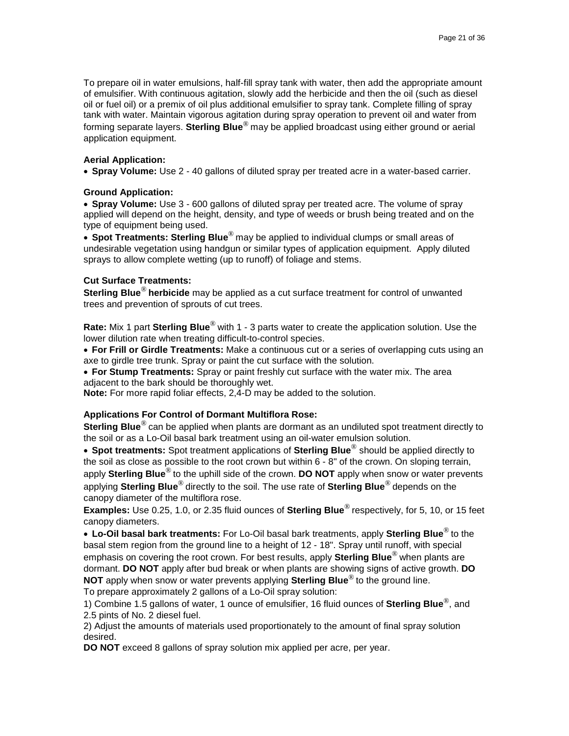To prepare oil in water emulsions, half-fill spray tank with water, then add the appropriate amount of emulsifier. With continuous agitation, slowly add the herbicide and then the oil (such as diesel oil or fuel oil) or a premix of oil plus additional emulsifier to spray tank. Complete filling of spray tank with water. Maintain vigorous agitation during spray operation to prevent oil and water from forming separate layers. **Sterling Blue®** may be applied broadcast using either ground or aerial application equipment.

**Aerial Application:**

- **Spray Volume:** Use 2 - 40 gallons of diluted spray per treated acre in a water-based carrier.

**Ground Application:**

- **Spray Volume:** Use 3 - 600 gallons of diluted spray per treated acre. The volume of spray applied will depend on the height, density, and type of weeds or brush being treated and on the type of equipment being used.
- **Spot Treatments: Sterling Blue®** may be applied to individual clumps or small areas of undesirable vegetation using handgun or similar types of application equipment. Apply diluted sprays to allow complete wetting (up to runoff) of foliage and stems.

**Cut Surface Treatments:**

**Sterling Blue® herbicide** may be applied as a cut surface treatment for control of unwanted trees and prevention of sprouts of cut trees.

**Rate:** Mix 1 part **Sterling Blue®** with 1 - 3 parts water to create the application solution. Use the lower dilution rate when treating difficult-to-control species.

- **For Frill or Girdle Treatments:** Make a continuous cut or a series of overlapping cuts using an axe to girdle tree trunk. Spray or paint the cut surface with the solution.
- **For Stump Treatments:** Spray or paint freshly cut surface with the water mix. The area adjacent to the bark should be thoroughly wet.

**Note:** For more rapid foliar effects, 2,4-D may be added to the solution.

**Applications For Control of Dormant Multiflora Rose:**

**Sterling Blue®** can be applied when plants are dormant as an undiluted spot treatment directly to the soil or as a Lo-Oil basal bark treatment using an oil-water emulsion solution.

- **Spot treatments:** Spot treatment applications of **Sterling Blue®** should be applied directly to the soil as close as possible to the root crown but within 6 - 8" of the crown. On sloping terrain, apply **Sterling Blue®** to the uphill side of the crown. **DO NOT** apply when snow or water prevents applying **Sterling Blue®** directly to the soil. The use rate of **Sterling Blue®** depends on the canopy diameter of the multiflora rose.

**Examples:** Use 0.25, 1.0, or 2.35 fluid ounces of **Sterling Blue®** respectively, for 5, 10, or 15 feet canopy diameters.

- **Lo-Oil basal bark treatments:** For Lo-Oil basal bark treatments, apply **Sterling Blue®** to the basal stem region from the ground line to a height of 12 - 18". Spray until runoff, with special emphasis on covering the root crown. For best results, apply **Sterling Blue®** when plants are dormant. **DO NOT** apply after bud break or when plants are showing signs of active growth. **DO NOT** apply when snow or water prevents applying **Sterling Blue®** to the ground line.

To prepare approximately 2 gallons of a Lo-Oil spray solution:

1) Combine 1.5 gallons of water, 1 ounce of emulsifier, 16 fluid ounces of **Sterling Blue®**, and 2.5 pints of No. 2 diesel fuel.

2) Adjust the amounts of materials used proportionately to the amount of final spray solution desired.

**DO NOT** exceed 8 gallons of spray solution mix applied per acre, per year.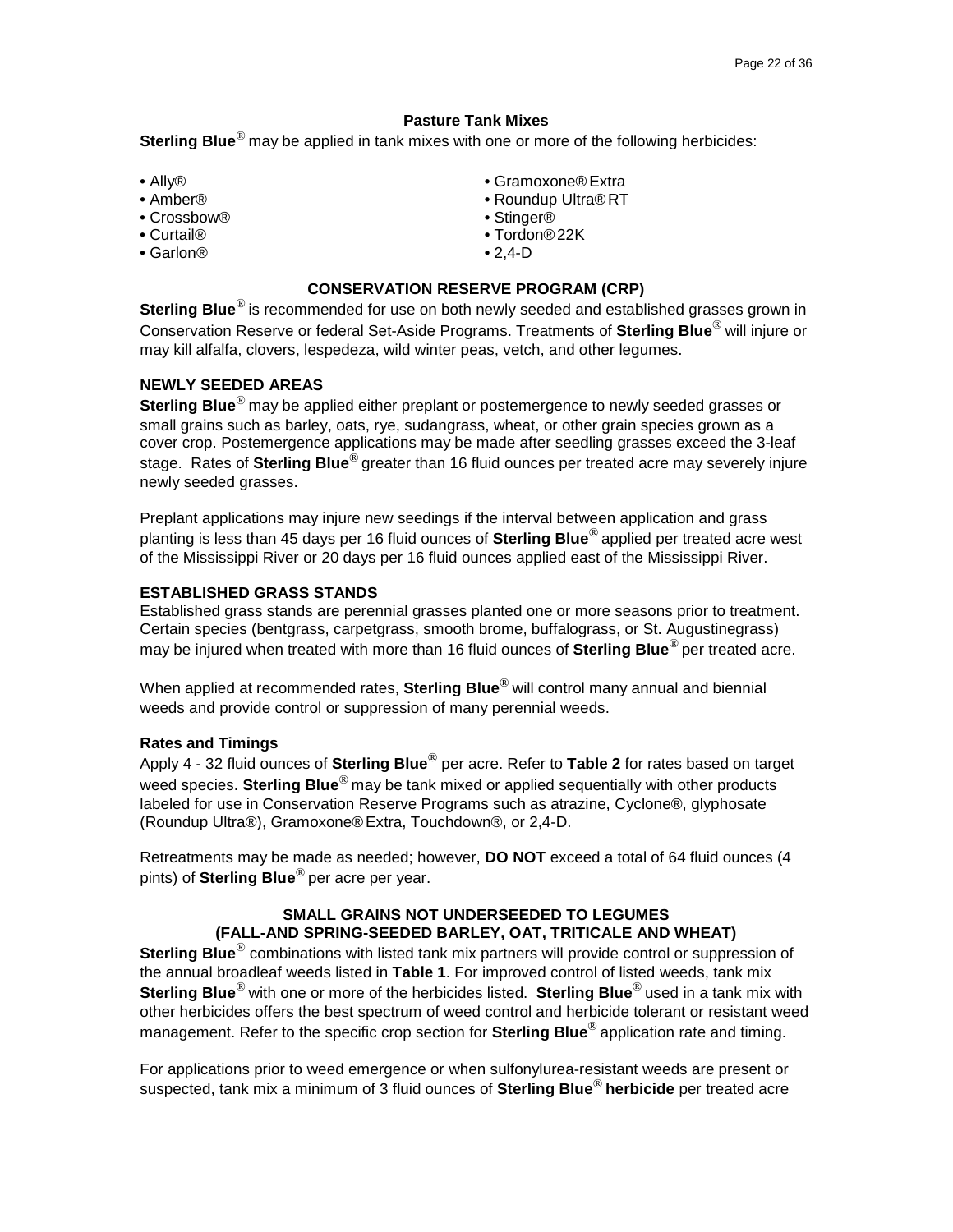### Pasture Tank Mixes

**Sterling Blue**® may be applied in tank mixes with one or more of the following herbicides:

- Ally®
- Amber®
- Crossbow®
- Curtail®
- Garlon®
- Gramoxone® Extra
- Roundup Ultra® RT
- Stinger®
- Tordon® 22K
- 2,4-D

### CONSERVATION RESERVE PROGRAM (CRP)

**Sterling Blue**® is recommended for use on both newly seeded and established grasses grown in Conservation Reserve or federal Set-Aside Programs. Treatments of **Sterling Blue**® will injure or may kill alfalfa, clovers, lespedeza, wild winter peas, vetch, and other legumes.

#### NEWLY SEEDED AREAS

**Sterling Blue**® may be applied either preplant or postemergence to newly seeded grasses or small grains such as barley, oats, rye, sudangrass, wheat, or other grain species grown as a cover crop. Postemergence applications may be made after seedling grasses exceed the 3-leaf stage. Rates of **Sterling Blue**® greater than 16 fluid ounces per treated acre may severely injure newly seeded grasses.

Preplant applications may injure new seedings if the interval between application and grass planting is less than 45 days per 16 fluid ounces of **Sterling Blue**® applied per treated acre west of the Mississippi River or 20 days per 16 fluid ounces applied east of the Mississippi River.

#### ESTABLISHED GRASS STANDS

Established grass stands are perennial grasses planted one or more seasons prior to treatment. Certain species (bentgrass, carpetgrass, smooth brome, buffalograss, or St. Augustinegrass) may be injured when treated with more than 16 fluid ounces of **Sterling Blue**® per treated acre.

When applied at recommended rates, **Sterling Blue**® will control many annual and biennial weeds and provide control or suppression of many perennial weeds.

#### Rates and Timings

Apply 4 - 32 fluid ounces of **Sterling Blue**® per acre. Refer to **Table 2** for rates based on target weed species. **Sterling Blue**® may be tank mixed or applied sequentially with other products labeled for use in Conservation Reserve Programs such as atrazine, Cyclone®, glyphosate (Roundup Ultra®), Gramoxone® Extra, Touchdown®, or 2,4-D.

Retreatments may be made as needed; however, **DO NOT** exceed a total of 64 fluid ounces (4 pints) of **Sterling Blue**® per acre per year.

### SMALL GRAINS NOT UNDERSEEDED TO LEGUMES (FALL-AND SPRING-SEEDED BARLEY, OAT, TRITICALE AND WHEAT)

**Sterling Blue**® combinations with listed tank mix partners will provide control or suppression of the annual broadleaf weeds listed in **Table 1**. For improved control of listed weeds, tank mix **Sterling Blue**® with one or more of the herbicides listed. **Sterling Blue**® used in a tank mix with other herbicides offers the best spectrum of weed control and herbicide tolerant or resistant weed management. Refer to the specific crop section for **Sterling Blue**® application rate and timing.

For applications prior to weed emergence or when sulfonylurea-resistant weeds are present or suspected, tank mix a minimum of 3 fluid ounces of **Sterling Blue® herbicide** per treated acre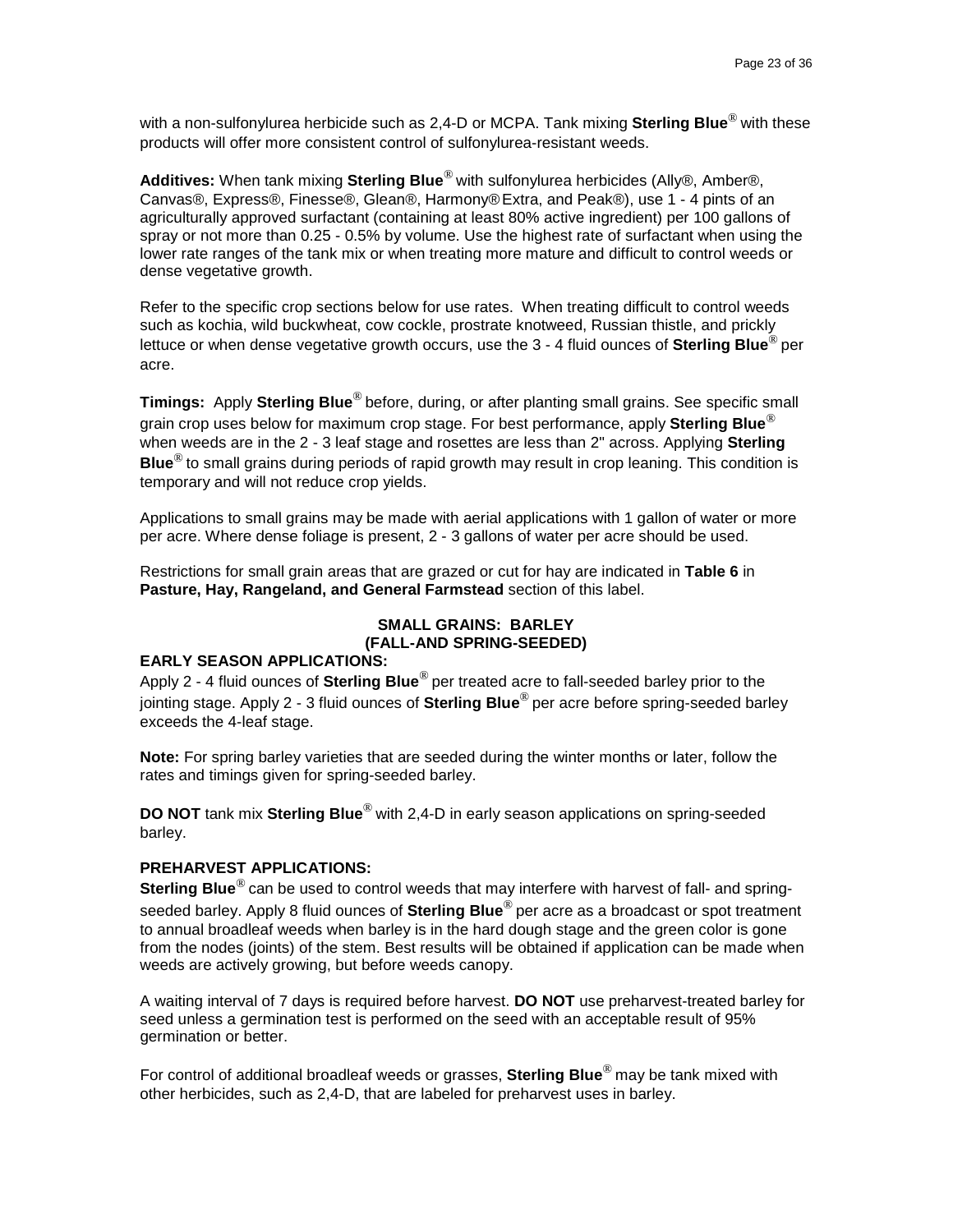with a non-sulfonylurea herbicide such as 2,4-D or MCPA. Tank mixing **Sterling Blue®** with these products will offer more consistent control of sulfonylurea-resistant weeds.

**Additives:** When tank mixing **Sterling Blue®** with sulfonylurea herbicides (Ally®, Amber®, Canvas®, Express®, Finesse®, Glean®, Harmony® Extra, and Peak®), use 1 - 4 pints of an agriculturally approved surfactant (containing at least 80% active ingredient) per 100 gallons of spray or not more than 0.25 - 0.5% by volume. Use the highest rate of surfactant when using the lower rate ranges of the tank mix or when treating more mature and difficult to control weeds or dense vegetative growth.

Refer to the specific crop sections below for use rates. When treating difficult to control weeds such as kochia, wild buckwheat, cow cockle, prostrate knotweed, Russian thistle, and prickly lettuce or when dense vegetative growth occurs, use the 3 - 4 fluid ounces of **Sterling Blue®** per acre.

**Timings:** Apply **Sterling Blue®** before, during, or after planting small grains. See specific small grain crop uses below for maximum crop stage. For best performance, apply **Sterling Blue®** when weeds are in the 2 - 3 leaf stage and rosettes are less than 2" across. Applying **Sterling Blue®** to small grains during periods of rapid growth may result in crop leaning. This condition is temporary and will not reduce crop yields.

Applications to small grains may be made with aerial applications with 1 gallon of water or more per acre. Where dense foliage is present, 2 - 3 gallons of water per acre should be used.

Restrictions for small grain areas that are grazed or cut for hay are indicated in **Table 6** in **Pasture, Hay, Rangeland, and General Farmstead** section of this label.

## SMALL GRAINS: BARLEY (FALL-AND SPRING-SEEDED)

### EARLY SEASON APPLICATIONS:

Apply 2 - 4 fluid ounces of **Sterling Blue®** per treated acre to fall-seeded barley prior to the jointing stage. Apply 2 - 3 fluid ounces of **Sterling Blue®** per acre before spring-seeded barley exceeds the 4-leaf stage.

**Note:** For spring barley varieties that are seeded during the winter months or later, follow the rates and timings given for spring-seeded barley.

**DO NOT** tank mix **Sterling Blue®** with 2,4-D in early season applications on spring-seeded barley.

### PREHARVEST APPLICATIONS:

**Sterling Blue®** can be used to control weeds that may interfere with harvest of fall- and spring-seeded barley. Apply 8 fluid ounces of **Sterling Blue®** per acre as a broadcast or spot treatment to annual broadleaf weeds when barley is in the hard dough stage and the green color is gone from the nodes (joints) of the stem. Best results will be obtained if application can be made when weeds are actively growing, but before weeds canopy.

A waiting interval of 7 days is required before harvest. **DO NOT** use preharvest-treated barley for seed unless a germination test is performed on the seed with an acceptable result of 95% germination or better.

For control of additional broadleaf weeds or grasses, **Sterling Blue®** may be tank mixed with other herbicides, such as 2,4-D, that are labeled for preharvest uses in barley.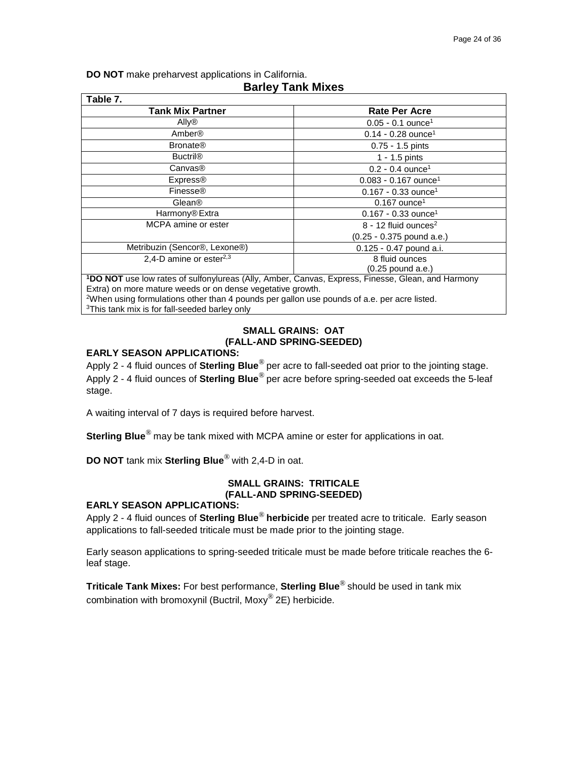**DO NOT** make preharvest applications in California.

## Barley Tank Mixes

**Table 7.**

| Tank Mix Partner | Rate Per Acre |
|---|---|
| Ally® | 0.05 - 0.1 ounce[1] |
| Amber® | 0.14 - 0.28 ounce[1] |
| Bronate® | 0.75 - 1.5 pints |
| Buctril® | 1 - 1.5 pints |
| Canvas® | 0.2 - 0.4 ounce[1] |
| Express® | 0.083 - 0.167 ounce[1] |
| Finesse® | 0.167 - 0.33 ounce[1] |
| Glean® | 0.167 ounce[1] |
| Harmony® Extra | 0.167 - 0.33 ounce[1] |
| MCPA amine or ester | 8 - 12 fluid ounces[2] (0.25 - 0.375 pound a.e.) |
| Metribuzin (Sencor®, Lexone®) | 0.125 - 0.47 pound a.i. |
| 2,4-D amine or ester[2,3] | 8 fluid ounces (0.25 pound a.e.) |

[1]**DO NOT** use low rates of sulfonylureas (Ally, Amber, Canvas, Express, Finesse, Glean, and Harmony Extra) on more mature weeds or on dense vegetative growth.
[2]When using formulations other than 4 pounds per gallon use pounds of a.e. per acre listed.
[3]This tank mix is for fall-seeded barley only

### SMALL GRAINS: OAT (FALL-AND SPRING-SEEDED)

**EARLY SEASON APPLICATIONS:**

Apply 2 - 4 fluid ounces of **Sterling Blue**® per acre to fall-seeded oat prior to the jointing stage. Apply 2 - 4 fluid ounces of **Sterling Blue**® per acre before spring-seeded oat exceeds the 5-leaf stage.

A waiting interval of 7 days is required before harvest.

**Sterling Blue**® may be tank mixed with MCPA amine or ester for applications in oat.

**DO NOT** tank mix **Sterling Blue**® with 2,4-D in oat.

### SMALL GRAINS: TRITICALE (FALL-AND SPRING-SEEDED)

**EARLY SEASON APPLICATIONS:**

Apply 2 - 4 fluid ounces of **Sterling Blue**® **herbicide** per treated acre to triticale. Early season applications to fall-seeded triticale must be made prior to the jointing stage.

Early season applications to spring-seeded triticale must be made before triticale reaches the 6-leaf stage.

**Triticale Tank Mixes:** For best performance, **Sterling Blue**® should be used in tank mix combination with bromoxynil (Buctril, Moxy® 2E) herbicide.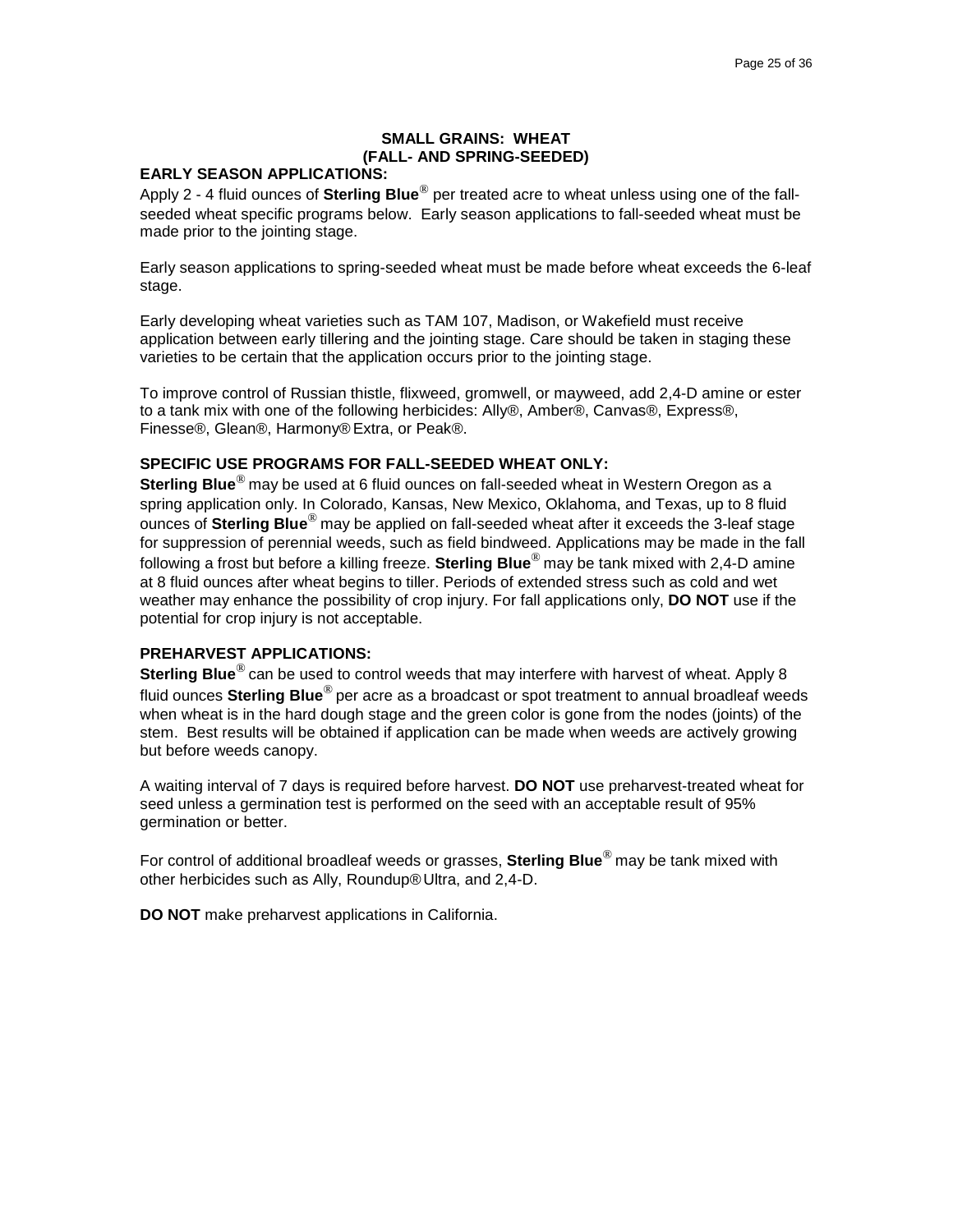## SMALL GRAINS: WHEAT (FALL- AND SPRING-SEEDED)

### EARLY SEASON APPLICATIONS:

Apply 2 - 4 fluid ounces of **Sterling Blue®** per treated acre to wheat unless using one of the fall-seeded wheat specific programs below. Early season applications to fall-seeded wheat must be made prior to the jointing stage.

Early season applications to spring-seeded wheat must be made before wheat exceeds the 6-leaf stage.

Early developing wheat varieties such as TAM 107, Madison, or Wakefield must receive application between early tillering and the jointing stage. Care should be taken in staging these varieties to be certain that the application occurs prior to the jointing stage.

To improve control of Russian thistle, flixweed, gromwell, or mayweed, add 2,4-D amine or ester to a tank mix with one of the following herbicides: Ally®, Amber®, Canvas®, Express®, Finesse®, Glean®, Harmony® Extra, or Peak®.

### SPECIFIC USE PROGRAMS FOR FALL-SEEDED WHEAT ONLY:

**Sterling Blue®** may be used at 6 fluid ounces on fall-seeded wheat in Western Oregon as a spring application only. In Colorado, Kansas, New Mexico, Oklahoma, and Texas, up to 8 fluid ounces of **Sterling Blue®** may be applied on fall-seeded wheat after it exceeds the 3-leaf stage for suppression of perennial weeds, such as field bindweed. Applications may be made in the fall following a frost but before a killing freeze. **Sterling Blue®** may be tank mixed with 2,4-D amine at 8 fluid ounces after wheat begins to tiller. Periods of extended stress such as cold and wet weather may enhance the possibility of crop injury. For fall applications only, **DO NOT** use if the potential for crop injury is not acceptable.

### PREHARVEST APPLICATIONS:

**Sterling Blue®** can be used to control weeds that may interfere with harvest of wheat. Apply 8 fluid ounces **Sterling Blue®** per acre as a broadcast or spot treatment to annual broadleaf weeds when wheat is in the hard dough stage and the green color is gone from the nodes (joints) of the stem. Best results will be obtained if application can be made when weeds are actively growing but before weeds canopy.

A waiting interval of 7 days is required before harvest. **DO NOT** use preharvest-treated wheat for seed unless a germination test is performed on the seed with an acceptable result of 95% germination or better.

For control of additional broadleaf weeds or grasses, **Sterling Blue®** may be tank mixed with other herbicides such as Ally, Roundup® Ultra, and 2,4-D.

**DO NOT** make preharvest applications in California.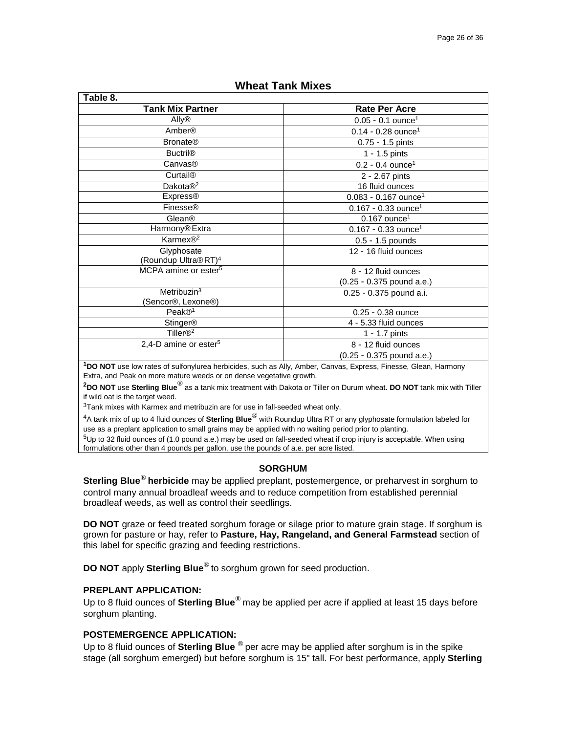## Wheat Tank Mixes

| Table 8. | |
|---|---|
| **Tank Mix Partner** | **Rate Per Acre** |
| Ally® | 0.05 - 0.1 ounce[1] |
| Amber® | 0.14 - 0.28 ounce[1] |
| Bronate® | 0.75 - 1.5 pints |
| Buctril® | 1 - 1.5 pints |
| Canvas® | 0.2 - 0.4 ounce[1] |
| Curtail® | 2 - 2.67 pints |
| Dakota®[2] | 16 fluid ounces |
| Express® | 0.083 - 0.167 ounce[1] |
| Finesse® | 0.167 - 0.33 ounce[1] |
| Glean® | 0.167 ounce[1] |
| Harmony® Extra | 0.167 - 0.33 ounce[1] |
| Karmex®[2] | 0.5 - 1.5 pounds |
| Glyphosate (Roundup Ultra® RT)[4] | 12 - 16 fluid ounces |
| MCPA amine or ester[5] | 8 - 12 fluid ounces (0.25 - 0.375 pound a.e.) |
| Metribuzin[3] (Sencor®, Lexone®) | 0.25 - 0.375 pound a.i. |
| Peak®[1] | 0.25 - 0.38 ounce |
| Stinger® | 4 - 5.33 fluid ounces |
| Tiller®[2] | 1 - 1.7 pints |
| 2,4-D amine or ester[5] | 8 - 12 fluid ounces (0.25 - 0.375 pound a.e.) |

[1]**DO NOT** use low rates of sulfonylurea herbicides, such as Ally, Amber, Canvas, Express, Finesse, Glean, Harmony Extra, and Peak on more mature weeds or on dense vegetative growth.

[2]**DO NOT** use **Sterling Blue**® as a tank mix treatment with Dakota or Tiller on Durum wheat. **DO NOT** tank mix with Tiller if wild oat is the target weed.

[3]Tank mixes with Karmex and metribuzin are for use in fall-seeded wheat only.

[4]A tank mix of up to 4 fluid ounces of **Sterling Blue**® with Roundup Ultra RT or any glyphosate formulation labeled for use as a preplant application to small grains may be applied with no waiting period prior to planting.

[5]Up to 32 fluid ounces of (1.0 pound a.e.) may be used on fall-seeded wheat if crop injury is acceptable. When using formulations other than 4 pounds per gallon, use the pounds of a.e. per acre listed.

## SORGHUM

**Sterling Blue**® **herbicide** may be applied preplant, postemergence, or preharvest in sorghum to control many annual broadleaf weeds and to reduce competition from established perennial broadleaf weeds, as well as control their seedlings.

**DO NOT** graze or feed treated sorghum forage or silage prior to mature grain stage. If sorghum is grown for pasture or hay, refer to **Pasture, Hay, Rangeland, and General Farmstead** section of this label for specific grazing and feeding restrictions.

**DO NOT** apply **Sterling Blue**® to sorghum grown for seed production.

### PREPLANT APPLICATION:

Up to 8 fluid ounces of **Sterling Blue**® may be applied per acre if applied at least 15 days before sorghum planting.

### POSTEMERGENCE APPLICATION:

Up to 8 fluid ounces of **Sterling Blue** ® per acre may be applied after sorghum is in the spike stage (all sorghum emerged) but before sorghum is 15" tall. For best performance, apply **Sterling**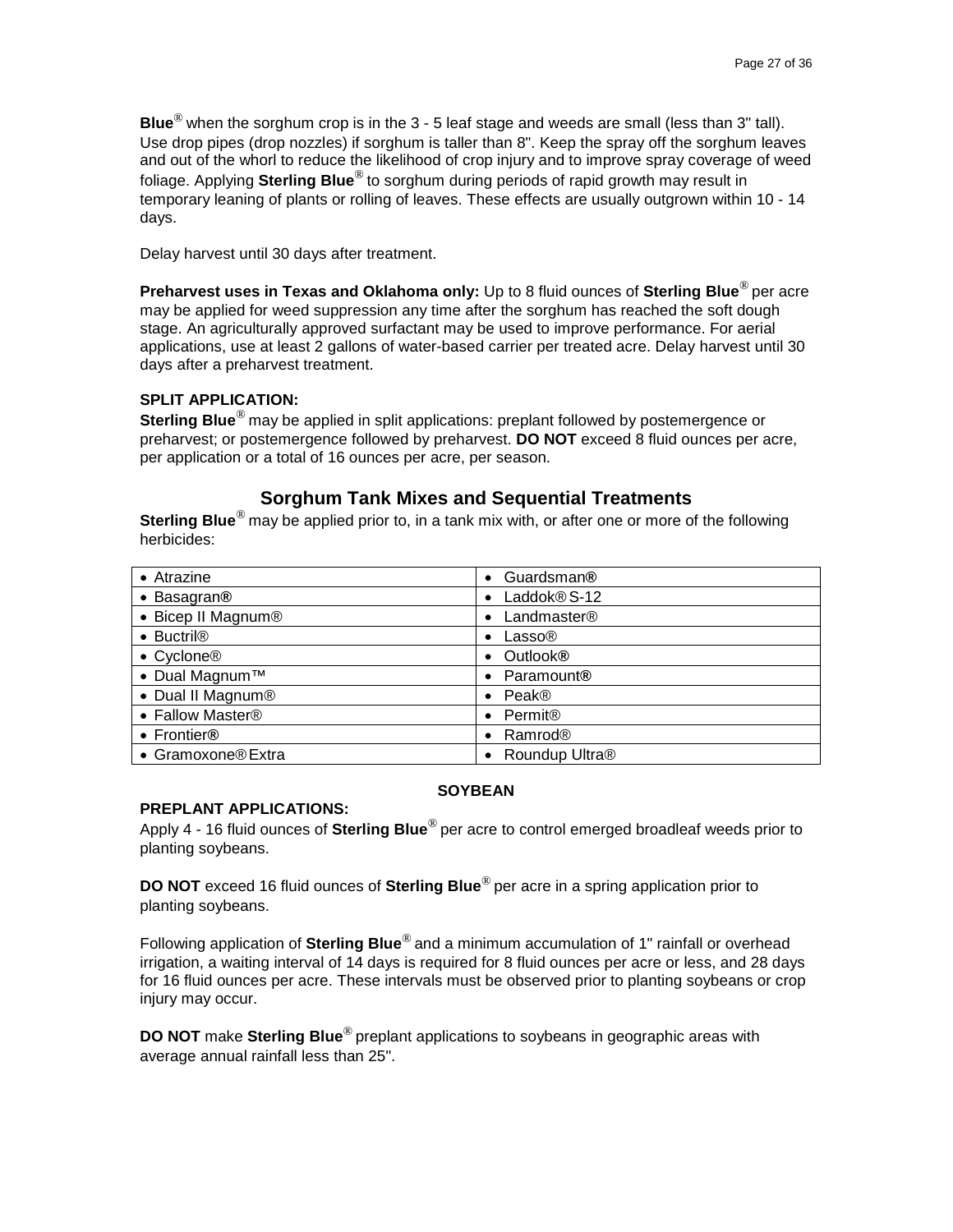**Blue**® when the sorghum crop is in the 3 - 5 leaf stage and weeds are small (less than 3" tall). Use drop pipes (drop nozzles) if sorghum is taller than 8". Keep the spray off the sorghum leaves and out of the whorl to reduce the likelihood of crop injury and to improve spray coverage of weed foliage. Applying **Sterling Blue**® to sorghum during periods of rapid growth may result in temporary leaning of plants or rolling of leaves. These effects are usually outgrown within 10 - 14 days.

Delay harvest until 30 days after treatment.

**Preharvest uses in Texas and Oklahoma only:** Up to 8 fluid ounces of **Sterling Blue**® per acre may be applied for weed suppression any time after the sorghum has reached the soft dough stage. An agriculturally approved surfactant may be used to improve performance. For aerial applications, use at least 2 gallons of water-based carrier per treated acre. Delay harvest until 30 days after a preharvest treatment.

**SPLIT APPLICATION:**
**Sterling Blue**® may be applied in split applications: preplant followed by postemergence or preharvest; or postemergence followed by preharvest. **DO NOT** exceed 8 fluid ounces per acre, per application or a total of 16 ounces per acre, per season.

## Sorghum Tank Mixes and Sequential Treatments

**Sterling Blue**® may be applied prior to, in a tank mix with, or after one or more of the following herbicides:

| | |
|---|---|
| • Atrazine | • Guardsman® |
| • Basagran® | • Laddok® S-12 |
| • Bicep II Magnum® | • Landmaster® |
| • Buctril® | • Lasso® |
| • Cyclone® | • Outlook® |
| • Dual Magnum™ | • Paramount® |
| • Dual II Magnum® | • Peak® |
| • Fallow Master® | • Permit® |
| • Frontier® | • Ramrod® |
| • Gramoxone® Extra | • Roundup Ultra® |

**SOYBEAN**

**PREPLANT APPLICATIONS:**
Apply 4 - 16 fluid ounces of **Sterling Blue**® per acre to control emerged broadleaf weeds prior to planting soybeans.

**DO NOT** exceed 16 fluid ounces of **Sterling Blue**® per acre in a spring application prior to planting soybeans.

Following application of **Sterling Blue**® and a minimum accumulation of 1" rainfall or overhead irrigation, a waiting interval of 14 days is required for 8 fluid ounces per acre or less, and 28 days for 16 fluid ounces per acre. These intervals must be observed prior to planting soybeans or crop injury may occur.

**DO NOT** make **Sterling Blue**® preplant applications to soybeans in geographic areas with average annual rainfall less than 25".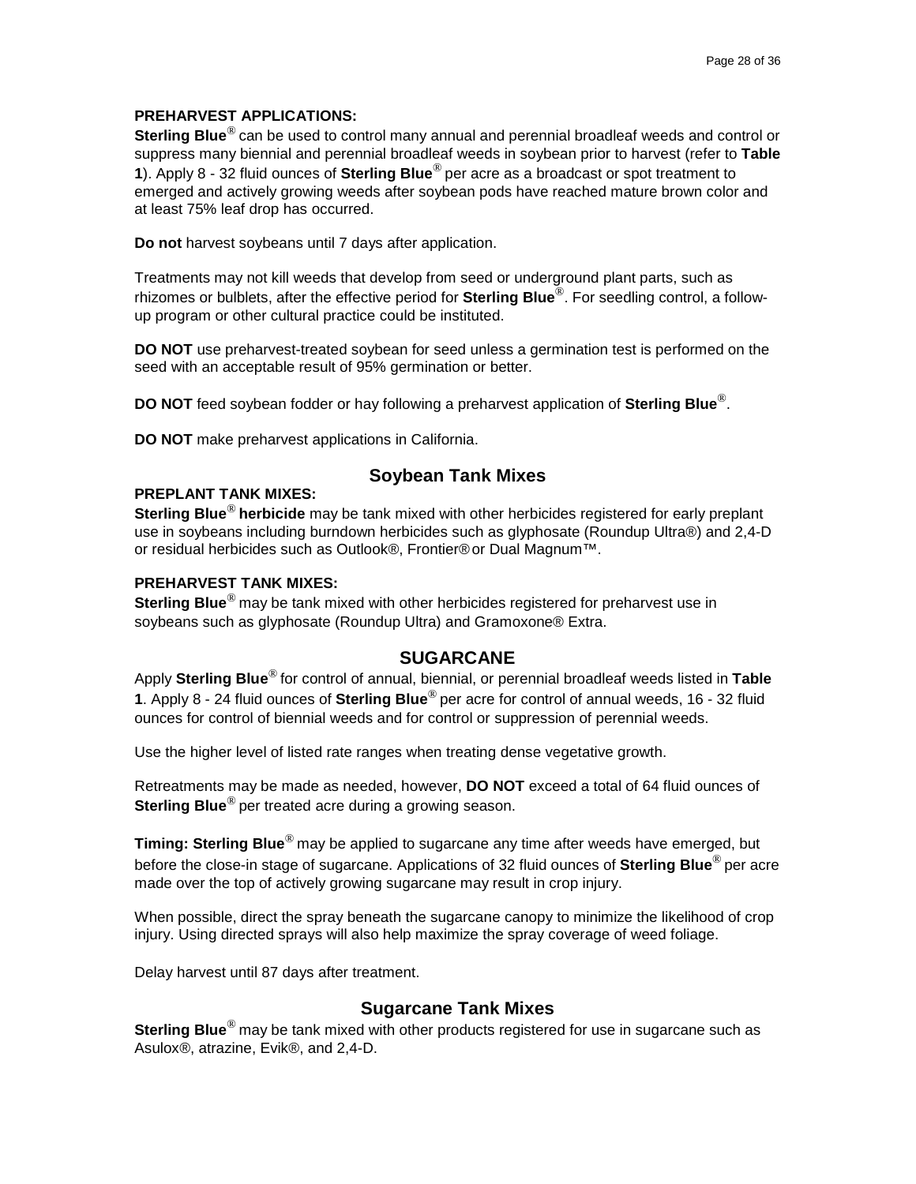**PREHARVEST APPLICATIONS:**

**Sterling Blue**® can be used to control many annual and perennial broadleaf weeds and control or suppress many biennial and perennial broadleaf weeds in soybean prior to harvest (refer to **Table 1**). Apply 8 - 32 fluid ounces of **Sterling Blue**® per acre as a broadcast or spot treatment to emerged and actively growing weeds after soybean pods have reached mature brown color and at least 75% leaf drop has occurred.

**Do not** harvest soybeans until 7 days after application.

Treatments may not kill weeds that develop from seed or underground plant parts, such as rhizomes or bulblets, after the effective period for **Sterling Blue**®. For seedling control, a follow-up program or other cultural practice could be instituted.

**DO NOT** use preharvest-treated soybean for seed unless a germination test is performed on the seed with an acceptable result of 95% germination or better.

**DO NOT** feed soybean fodder or hay following a preharvest application of **Sterling Blue**®.

**DO NOT** make preharvest applications in California.

## Soybean Tank Mixes

**PREPLANT TANK MIXES:**

**Sterling Blue**® **herbicide** may be tank mixed with other herbicides registered for early preplant use in soybeans including burndown herbicides such as glyphosate (Roundup Ultra®) and 2,4-D or residual herbicides such as Outlook®, Frontier® or Dual Magnum™.

**PREHARVEST TANK MIXES:**

**Sterling Blue**® may be tank mixed with other herbicides registered for preharvest use in soybeans such as glyphosate (Roundup Ultra) and Gramoxone® Extra.

## SUGARCANE

Apply **Sterling Blue**® for control of annual, biennial, or perennial broadleaf weeds listed in **Table 1**. Apply 8 - 24 fluid ounces of **Sterling Blue**® per acre for control of annual weeds, 16 - 32 fluid ounces for control of biennial weeds and for control or suppression of perennial weeds.

Use the higher level of listed rate ranges when treating dense vegetative growth.

Retreatments may be made as needed, however, **DO NOT** exceed a total of 64 fluid ounces of **Sterling Blue**® per treated acre during a growing season.

**Timing: Sterling Blue**® may be applied to sugarcane any time after weeds have emerged, but before the close-in stage of sugarcane. Applications of 32 fluid ounces of **Sterling Blue**® per acre made over the top of actively growing sugarcane may result in crop injury.

When possible, direct the spray beneath the sugarcane canopy to minimize the likelihood of crop injury. Using directed sprays will also help maximize the spray coverage of weed foliage.

Delay harvest until 87 days after treatment.

## Sugarcane Tank Mixes

**Sterling Blue**® may be tank mixed with other products registered for use in sugarcane such as Asulox®, atrazine, Evik®, and 2,4-D.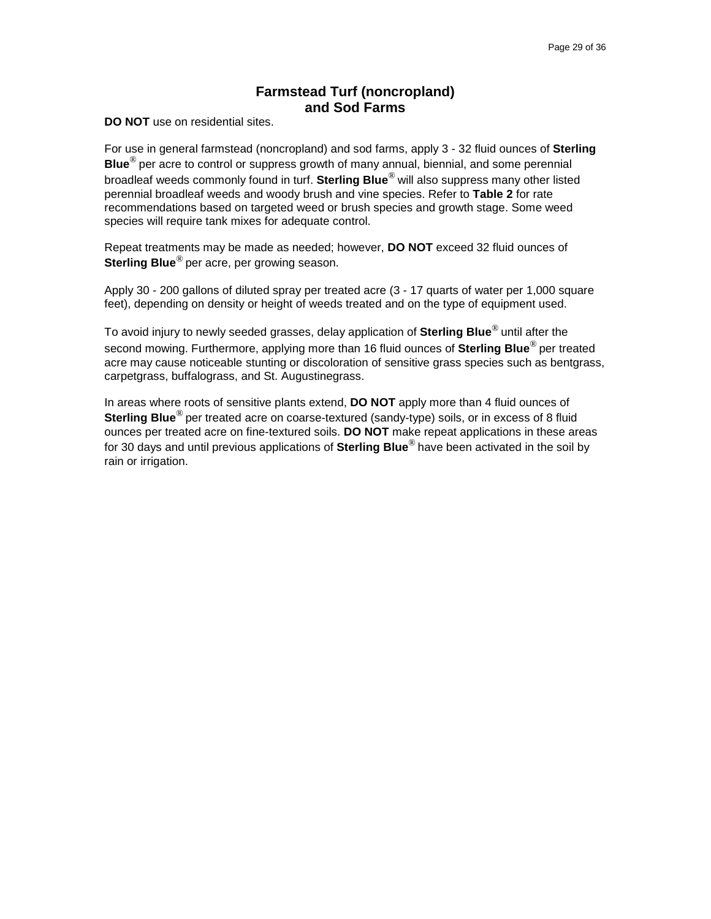## Farmstead Turf (noncropland) and Sod Farms

**DO NOT** use on residential sites.

For use in general farmstead (noncropland) and sod farms, apply 3 - 32 fluid ounces of **Sterling Blue**® per acre to control or suppress growth of many annual, biennial, and some perennial broadleaf weeds commonly found in turf. **Sterling Blue**® will also suppress many other listed perennial broadleaf weeds and woody brush and vine species. Refer to **Table 2** for rate recommendations based on targeted weed or brush species and growth stage. Some weed species will require tank mixes for adequate control.

Repeat treatments may be made as needed; however, **DO NOT** exceed 32 fluid ounces of **Sterling Blue**® per acre, per growing season.

Apply 30 - 200 gallons of diluted spray per treated acre (3 - 17 quarts of water per 1,000 square feet), depending on density or height of weeds treated and on the type of equipment used.

To avoid injury to newly seeded grasses, delay application of **Sterling Blue**® until after the second mowing. Furthermore, applying more than 16 fluid ounces of **Sterling Blue**® per treated acre may cause noticeable stunting or discoloration of sensitive grass species such as bentgrass, carpetgrass, buffalograss, and St. Augustinegrass.

In areas where roots of sensitive plants extend, **DO NOT** apply more than 4 fluid ounces of **Sterling Blue**® per treated acre on coarse-textured (sandy-type) soils, or in excess of 8 fluid ounces per treated acre on fine-textured soils. **DO NOT** make repeat applications in these areas for 30 days and until previous applications of **Sterling Blue**® have been activated in the soil by rain or irrigation.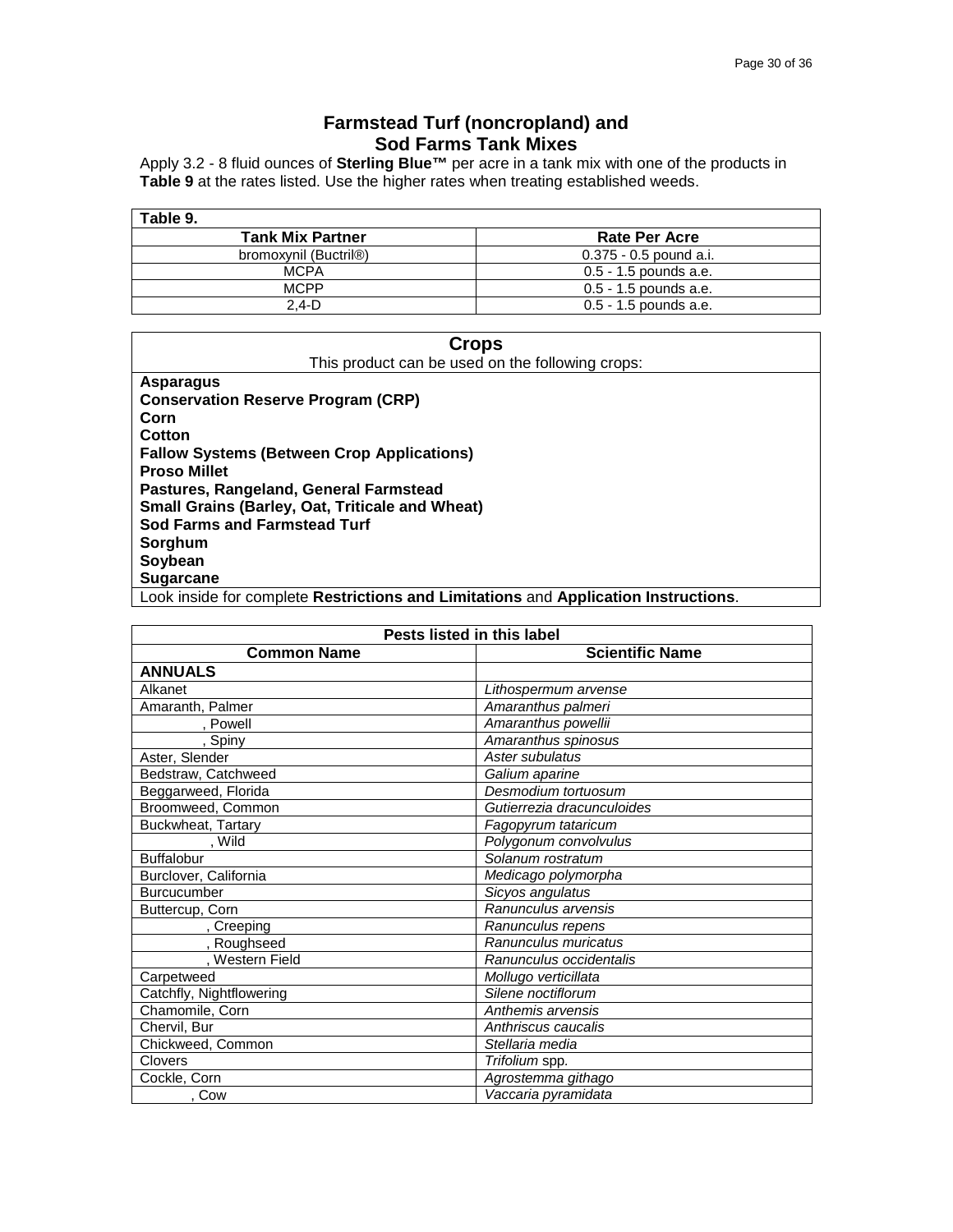## Farmstead Turf (noncropland) and Sod Farms Tank Mixes

Apply 3.2 - 8 fluid ounces of **Sterling Blue™** per acre in a tank mix with one of the products in **Table 9** at the rates listed. Use the higher rates when treating established weeds.

**Table 9.**

| Tank Mix Partner | Rate Per Acre |
|---|---|
| bromoxynil (Buctril®) | 0.375 - 0.5 pound a.i. |
| MCPA | 0.5 - 1.5 pounds a.e. |
| MCPP | 0.5 - 1.5 pounds a.e. |
| 2,4-D | 0.5 - 1.5 pounds a.e. |

## Crops

This product can be used on the following crops:

**Asparagus**
**Conservation Reserve Program (CRP)**
**Corn**
**Cotton**
**Fallow Systems (Between Crop Applications)**
**Proso Millet**
**Pastures, Rangeland, General Farmstead**
**Small Grains (Barley, Oat, Triticale and Wheat)**
**Sod Farms and Farmstead Turf**
**Sorghum**
**Soybean**
**Sugarcane**

Look inside for complete **Restrictions and Limitations** and **Application Instructions**.

**Pests listed in this label**

| Common Name | Scientific Name |
|---|---|
| **ANNUALS** | |
| Alkanet | *Lithospermum arvense* |
| Amaranth, Palmer | *Amaranthus palmeri* |
| , Powell | *Amaranthus powellii* |
| , Spiny | *Amaranthus spinosus* |
| Aster, Slender | *Aster subulatus* |
| Bedstraw, Catchweed | *Galium aparine* |
| Beggarweed, Florida | *Desmodium tortuosum* |
| Broomweed, Common | *Gutierrezia dracunculoides* |
| Buckwheat, Tartary | *Fagopyrum tataricum* |
| , Wild | *Polygonum convolvulus* |
| Buffalobur | *Solanum rostratum* |
| Burclover, California | *Medicago polymorpha* |
| Burcucumber | *Sicyos angulatus* |
| Buttercup, Corn | *Ranunculus arvensis* |
| , Creeping | *Ranunculus repens* |
| , Roughseed | *Ranunculus muricatus* |
| , Western Field | *Ranunculus occidentalis* |
| Carpetweed | *Mollugo verticillata* |
| Catchfly, Nightflowering | *Silene noctiflorum* |
| Chamomile, Corn | *Anthemis arvensis* |
| Chervil, Bur | *Anthriscus caucalis* |
| Chickweed, Common | *Stellaria media* |
| Clovers | *Trifolium* spp. |
| Cockle, Corn | *Agrostemma githago* |
| , Cow | *Vaccaria pyramidata* |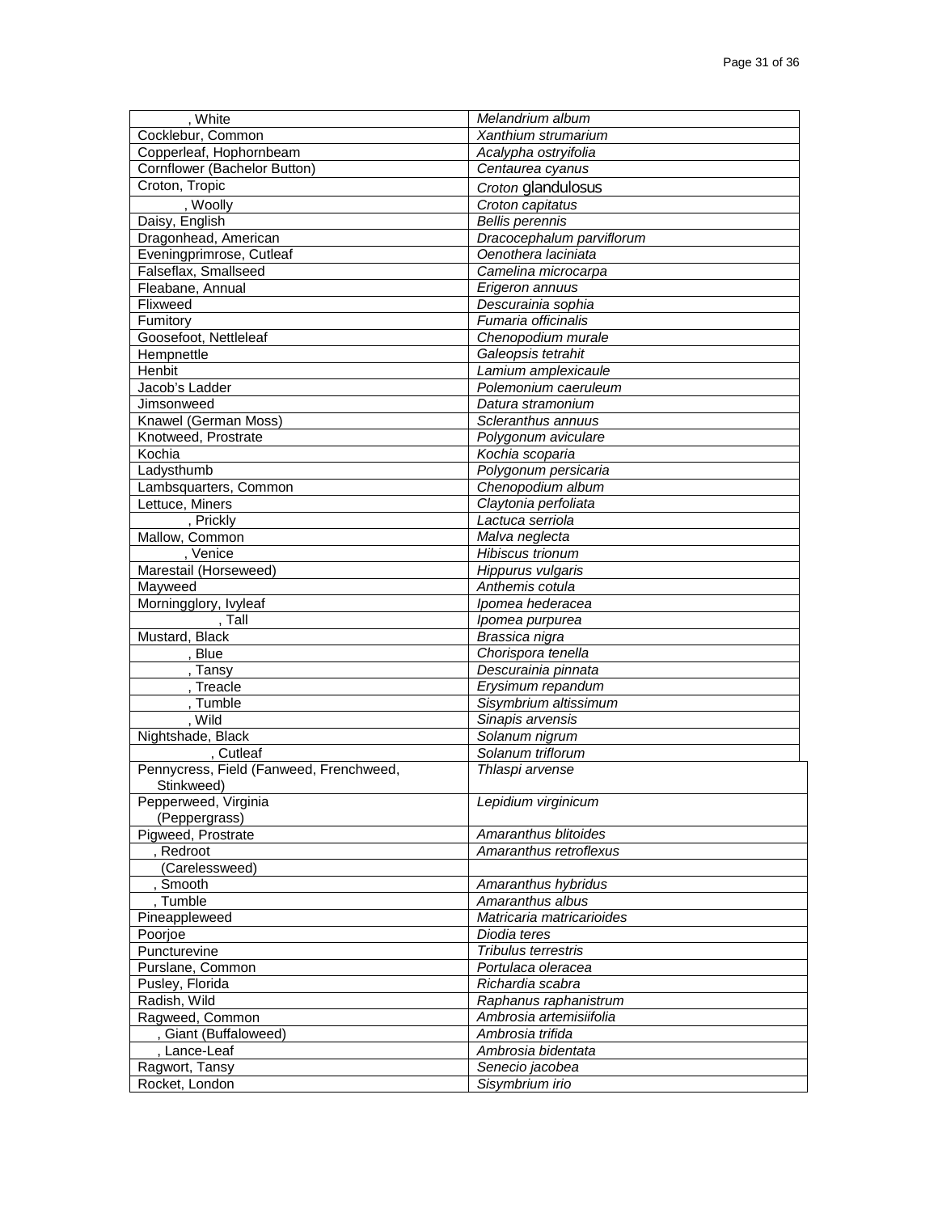| , White | *Melandrium album* |
|---|---|
| Cocklebur, Common | *Xanthium strumarium* |
| Copperleaf, Hophornbeam | *Acalypha ostryifolia* |
| Cornflower (Bachelor Button) | *Centaurea cyanus* |
| Croton, Tropic | *Croton* glandulosus |
| , Woolly | *Croton capitatus* |
| Daisy, English | *Bellis perennis* |
| Dragonhead, American | *Dracocephalum parviflorum* |
| Eveningprimrose, Cutleaf | *Oenothera laciniata* |
| Falseflax, Smallseed | *Camelina microcarpa* |
| Fleabane, Annual | *Erigeron annuus* |
| Flixweed | *Descurainia sophia* |
| Fumitory | *Fumaria officinalis* |
| Goosefoot, Nettleleaf | *Chenopodium murale* |
| Hempnettle | *Galeopsis tetrahit* |
| Henbit | *Lamium amplexicaule* |
| Jacob's Ladder | *Polemonium caeruleum* |
| Jimsonweed | *Datura stramonium* |
| Knawel (German Moss) | *Scleranthus annuus* |
| Knotweed, Prostrate | *Polygonum aviculare* |
| Kochia | *Kochia scoparia* |
| Ladysthumb | *Polygonum persicaria* |
| Lambsquarters, Common | *Chenopodium album* |
| Lettuce, Miners | *Claytonia perfoliata* |
| , Prickly | *Lactuca serriola* |
| Mallow, Common | *Malva neglecta* |
| , Venice | *Hibiscus trionum* |
| Marestail (Horseweed) | *Hippurus vulgaris* |
| Mayweed | *Anthemis cotula* |
| Morningglory, Ivyleaf | *Ipomea hederacea* |
| , Tall | *Ipomea purpurea* |
| Mustard, Black | *Brassica nigra* |
| , Blue | *Chorispora tenella* |
| , Tansy | *Descurainia pinnata* |
| , Treacle | *Erysimum repandum* |
| , Tumble | *Sisymbrium altissimum* |
| , Wild | *Sinapis arvensis* |
| Nightshade, Black | *Solanum nigrum* |
| , Cutleaf | *Solanum triflorum* |
| Pennycress, Field (Fanweed, Frenchweed, Stinkweed) | *Thlaspi arvense* |
| Pepperweed, Virginia (Peppergrass) | *Lepidium virginicum* |
| Pigweed, Prostrate | *Amaranthus blitoides* |
| , Redroot | *Amaranthus retroflexus* |
| (Carelessweed) | |
| , Smooth | *Amaranthus hybridus* |
| , Tumble | *Amaranthus albus* |
| Pineappleweed | *Matricaria matricarioides* |
| Poorjoe | *Diodia teres* |
| Puncturevine | *Tribulus terrestris* |
| Purslane, Common | *Portulaca oleracea* |
| Pusley, Florida | *Richardia scabra* |
| Radish, Wild | *Raphanus raphanistrum* |
| Ragweed, Common | *Ambrosia artemisiifolia* |
| , Giant (Buffaloweed) | *Ambrosia trifida* |
| , Lance-Leaf | *Ambrosia bidentata* |
| Ragwort, Tansy | *Senecio jacobea* |
| Rocket, London | *Sisymbrium irio* |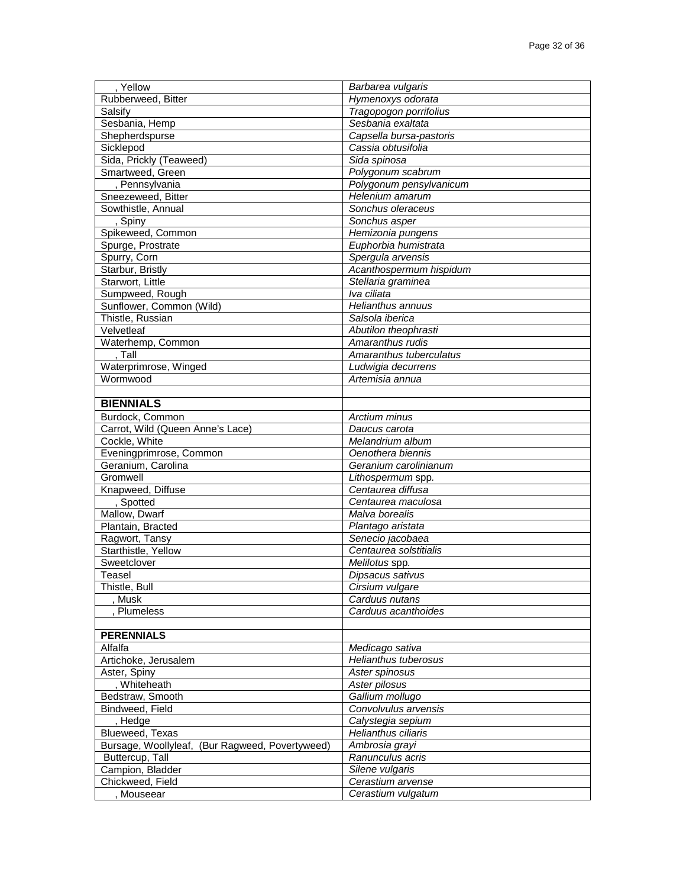| , Yellow | *Barbarea vulgaris* |
|---|---|
| Rubberweed, Bitter | *Hymenoxys odorata* |
| Salsify | *Tragopogon porrifolius* |
| Sesbania, Hemp | *Sesbania exaltata* |
| Shepherdspurse | *Capsella bursa-pastoris* |
| Sicklepod | *Cassia obtusifolia* |
| Sida, Prickly (Teaweed) | *Sida spinosa* |
| Smartweed, Green | *Polygonum scabrum* |
| , Pennsylvania | *Polygonum pensylvanicum* |
| Sneezeweed, Bitter | *Helenium amarum* |
| Sowthistle, Annual | *Sonchus oleraceus* |
| , Spiny | *Sonchus asper* |
| Spikeweed, Common | *Hemizonia pungens* |
| Spurge, Prostrate | *Euphorbia humistrata* |
| Spurry, Corn | *Spergula arvensis* |
| Starbur, Bristly | *Acanthospermum hispidum* |
| Starwort, Little | *Stellaria graminea* |
| Sumpweed, Rough | *Iva ciliata* |
| Sunflower, Common (Wild) | *Helianthus annuus* |
| Thistle, Russian | *Salsola iberica* |
| Velvetleaf | *Abutilon theophrasti* |
| Waterhemp, Common | *Amaranthus rudis* |
| , Tall | *Amaranthus tuberculatus* |
| Waterprimrose, Winged | *Ludwigia decurrens* |
| Wormwood | *Artemisia annua* |
| | |
| **BIENNIALS** | |
| Burdock, Common | *Arctium minus* |
| Carrot, Wild (Queen Anne's Lace) | *Daucus carota* |
| Cockle, White | *Melandrium album* |
| Eveningprimrose, Common | *Oenothera biennis* |
| Geranium, Carolina | *Geranium carolinianum* |
| Gromwell | *Lithospermum* spp. |
| Knapweed, Diffuse | *Centaurea diffusa* |
| , Spotted | *Centaurea maculosa* |
| Mallow, Dwarf | *Malva borealis* |
| Plantain, Bracted | *Plantago aristata* |
| Ragwort, Tansy | *Senecio jacobaea* |
| Starthistle, Yellow | *Centaurea solstitialis* |
| Sweetclover | *Melilotus* spp. |
| Teasel | *Dipsacus sativus* |
| Thistle, Bull | *Cirsium vulgare* |
| , Musk | *Carduus nutans* |
| , Plumeless | *Carduus acanthoides* |
| | |
| **PERENNIALS** | |
| Alfalfa | *Medicago sativa* |
| Artichoke, Jerusalem | *Helianthus tuberosus* |
| Aster, Spiny | *Aster spinosus* |
| , Whiteheath | *Aster pilosus* |
| Bedstraw, Smooth | *Gallium mollugo* |
| Bindweed, Field | *Convolvulus arvensis* |
| , Hedge | *Calystegia sepium* |
| Blueweed, Texas | *Helianthus ciliaris* |
| Bursage, Woollyleaf, (Bur Ragweed, Povertyweed) | *Ambrosia grayi* |
| Buttercup, Tall | *Ranunculus acris* |
| Campion, Bladder | *Silene vulgaris* |
| Chickweed, Field | *Cerastium arvense* |
| , Mouseear | *Cerastium vulgatum* |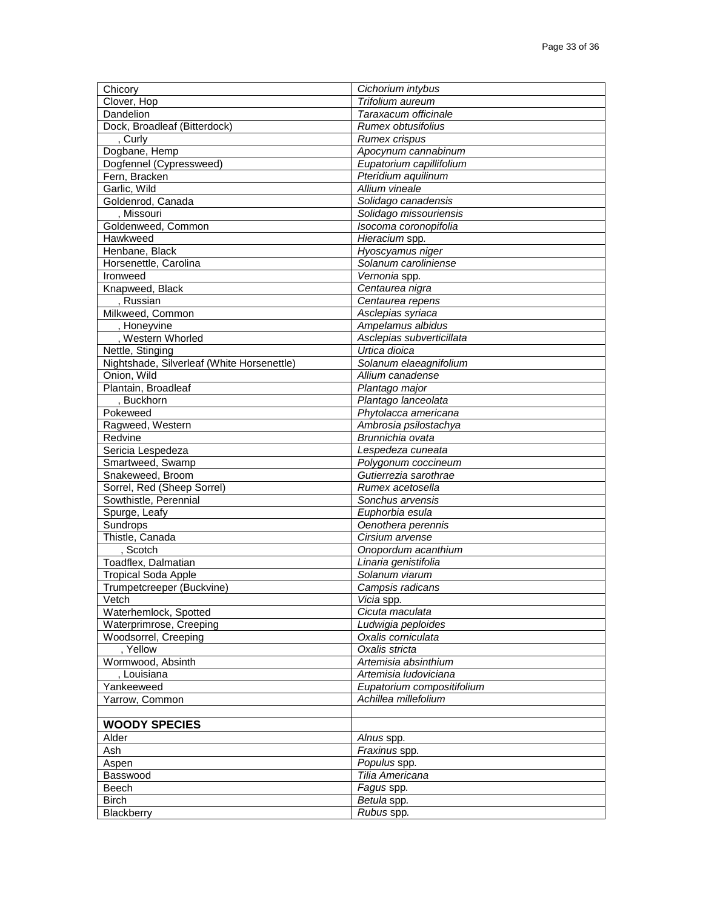| | |
|---|---|
| Chicory | *Cichorium intybus* |
| Clover, Hop | *Trifolium aureum* |
| Dandelion | *Taraxacum officinale* |
| Dock, Broadleaf (Bitterdock) | *Rumex obtusifolius* |
| , Curly | *Rumex crispus* |
| Dogbane, Hemp | *Apocynum cannabinum* |
| Dogfennel (Cypressweed) | *Eupatorium capillifolium* |
| Fern, Bracken | *Pteridium aquilinum* |
| Garlic, Wild | *Allium vineale* |
| Goldenrod, Canada | *Solidago canadensis* |
| , Missouri | *Solidago missouriensis* |
| Goldenweed, Common | *Isocoma coronopifolia* |
| Hawkweed | *Hieracium* spp. |
| Henbane, Black | *Hyoscyamus niger* |
| Horsenettle, Carolina | *Solanum caroliniense* |
| Ironweed | *Vernonia* spp. |
| Knapweed, Black | *Centaurea nigra* |
| , Russian | *Centaurea repens* |
| Milkweed, Common | *Asclepias syriaca* |
| , Honeyvine | *Ampelamus albidus* |
| , Western Whorled | *Asclepias subverticillata* |
| Nettle, Stinging | *Urtica dioica* |
| Nightshade, Silverleaf (White Horsenettle) | *Solanum elaeagnifolium* |
| Onion, Wild | *Allium canadense* |
| Plantain, Broadleaf | *Plantago major* |
| , Buckhorn | *Plantago lanceolata* |
| Pokeweed | *Phytolacca americana* |
| Ragweed, Western | *Ambrosia psilostachya* |
| Redvine | *Brunnichia ovata* |
| Sericia Lespedeza | *Lespedeza cuneata* |
| Smartweed, Swamp | *Polygonum coccineum* |
| Snakeweed, Broom | *Gutierrezia sarothrae* |
| Sorrel, Red (Sheep Sorrel) | *Rumex acetosella* |
| Sowthistle, Perennial | *Sonchus arvensis* |
| Spurge, Leafy | *Euphorbia esula* |
| Sundrops | *Oenothera perennis* |
| Thistle, Canada | *Cirsium arvense* |
| , Scotch | *Onopordum acanthium* |
| Toadflex, Dalmatian | *Linaria genistifolia* |
| Tropical Soda Apple | *Solanum viarum* |
| Trumpetcreeper (Buckvine) | *Campsis radicans* |
| Vetch | *Vicia* spp. |
| Waterhemlock, Spotted | *Cicuta maculata* |
| Waterprimrose, Creeping | *Ludwigia peploides* |
| Woodsorrel, Creeping | *Oxalis corniculata* |
| , Yellow | *Oxalis stricta* |
| Wormwood, Absinth | *Artemisia absinthium* |
| , Louisiana | *Artemisia ludoviciana* |
| Yankeeweed | *Eupatorium compositifolium* |
| Yarrow, Common | *Achillea millefolium* |
| | |
| **WOODY SPECIES** | |
| Alder | *Alnus* spp. |
| Ash | *Fraxinus* spp. |
| Aspen | *Populus* spp. |
| Basswood | *Tilia Americana* |
| Beech | *Fagus* spp. |
| Birch | *Betula* spp. |
| Blackberry | *Rubus* spp. |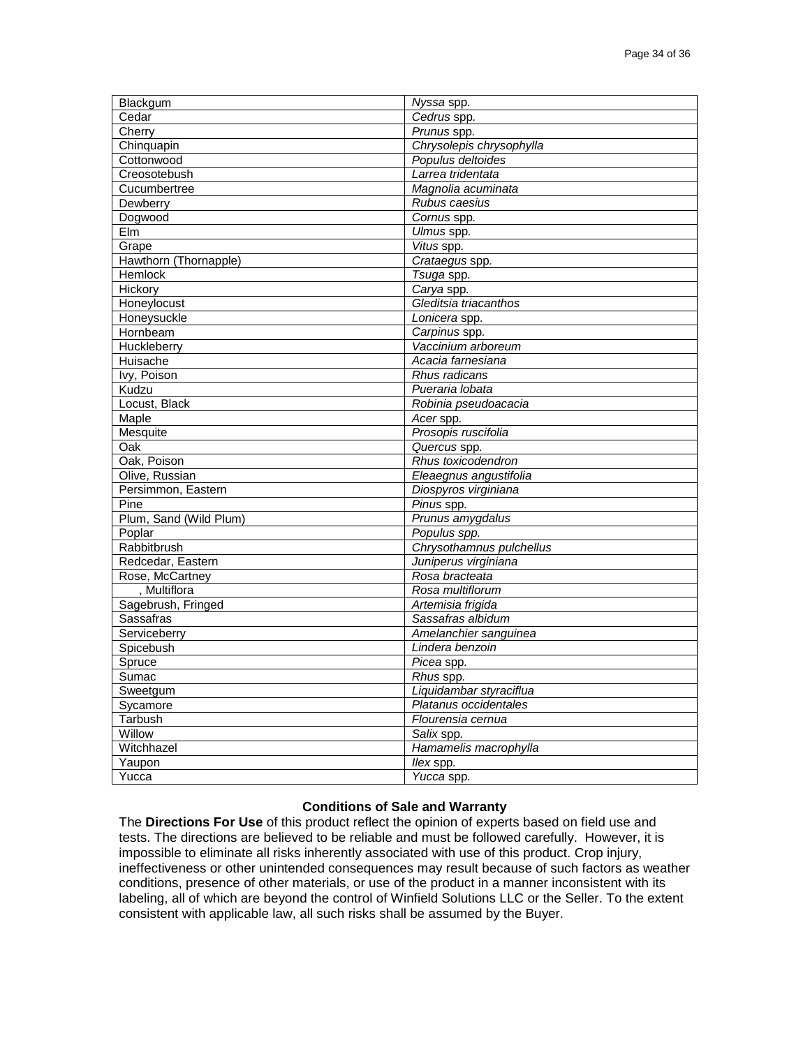| Blackgum | *Nyssa* spp. |
|---|---|
| Cedar | *Cedrus* spp. |
| Cherry | *Prunus* spp. |
| Chinquapin | *Chrysolepis chrysophylla* |
| Cottonwood | *Populus deltoides* |
| Creosotebush | *Larrea tridentata* |
| Cucumbertree | *Magnolia acuminata* |
| Dewberry | *Rubus caesius* |
| Dogwood | *Cornus* spp. |
| Elm | *Ulmus* spp. |
| Grape | *Vitus* spp. |
| Hawthorn (Thornapple) | *Crataegus* spp. |
| Hemlock | *Tsuga* spp. |
| Hickory | *Carya* spp. |
| Honeylocust | *Gleditsia triacanthos* |
| Honeysuckle | *Lonicera* spp. |
| Hornbeam | *Carpinus* spp. |
| Huckleberry | *Vaccinium arboreum* |
| Huisache | *Acacia farnesiana* |
| Ivy, Poison | *Rhus radicans* |
| Kudzu | *Pueraria lobata* |
| Locust, Black | *Robinia pseudoacacia* |
| Maple | *Acer* spp. |
| Mesquite | *Prosopis ruscifolia* |
| Oak | *Quercus* spp. |
| Oak, Poison | *Rhus toxicodendron* |
| Olive, Russian | *Eleaegnus angustifolia* |
| Persimmon, Eastern | *Diospyros virginiana* |
| Pine | *Pinus* spp. |
| Plum, Sand (Wild Plum) | *Prunus amygdalus* |
| Poplar | *Populus spp.* |
| Rabbitbrush | *Chrysothamnus pulchellus* |
| Redcedar, Eastern | *Juniperus virginiana* |
| Rose, McCartney | *Rosa bracteata* |
| , Multiflora | *Rosa multiflorum* |
| Sagebrush, Fringed | *Artemisia frigida* |
| Sassafras | *Sassafras albidum* |
| Serviceberry | *Amelanchier sanguinea* |
| Spicebush | *Lindera benzoin* |
| Spruce | *Picea* spp. |
| Sumac | *Rhus* spp. |
| Sweetgum | *Liquidambar styraciflua* |
| Sycamore | *Platanus occidentales* |
| Tarbush | *Flourensia cernua* |
| Willow | *Salix* spp. |
| Witchhazel | *Hamamelis macrophylla* |
| Yaupon | *Ilex* spp. |
| Yucca | *Yucca* spp. |

## Conditions of Sale and Warranty

The **Directions For Use** of this product reflect the opinion of experts based on field use and tests. The directions are believed to be reliable and must be followed carefully. However, it is impossible to eliminate all risks inherently associated with use of this product. Crop injury, ineffectiveness or other unintended consequences may result because of such factors as weather conditions, presence of other materials, or use of the product in a manner inconsistent with its labeling, all of which are beyond the control of Winfield Solutions LLC or the Seller. To the extent consistent with applicable law, all such risks shall be assumed by the Buyer.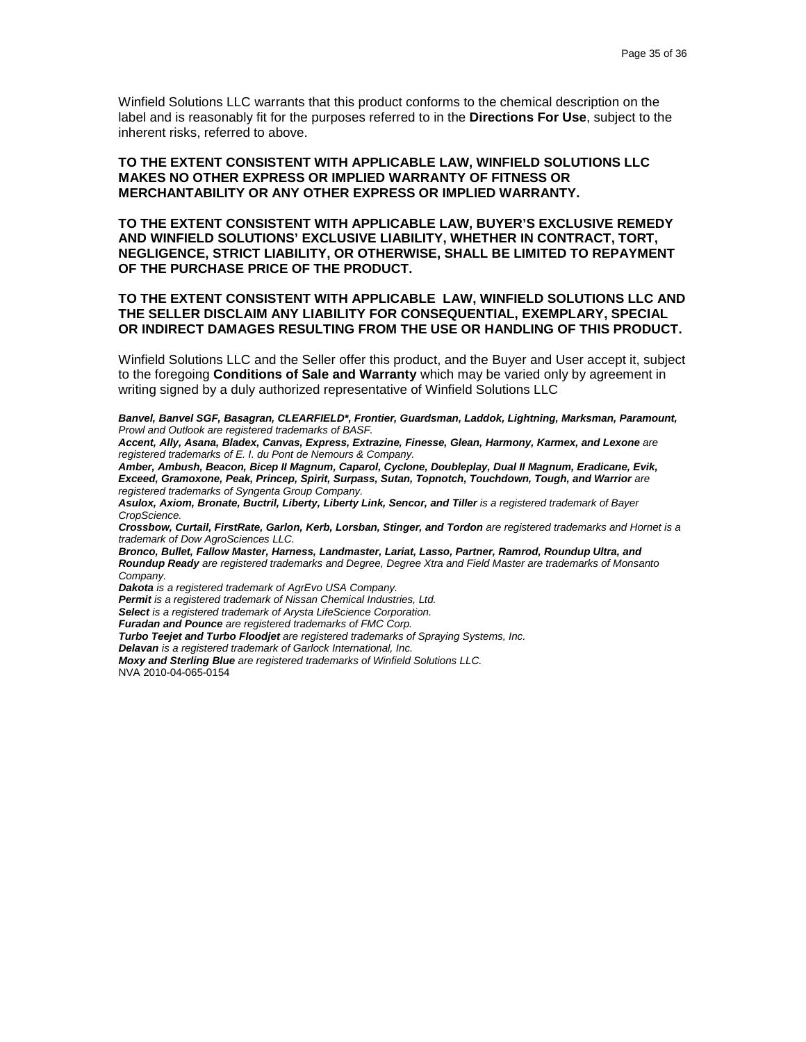Winfield Solutions LLC warrants that this product conforms to the chemical description on the label and is reasonably fit for the purposes referred to in the **Directions For Use**, subject to the inherent risks, referred to above.

**TO THE EXTENT CONSISTENT WITH APPLICABLE LAW, WINFIELD SOLUTIONS LLC MAKES NO OTHER EXPRESS OR IMPLIED WARRANTY OF FITNESS OR MERCHANTABILITY OR ANY OTHER EXPRESS OR IMPLIED WARRANTY.**

**TO THE EXTENT CONSISTENT WITH APPLICABLE LAW, BUYER'S EXCLUSIVE REMEDY AND WINFIELD SOLUTIONS' EXCLUSIVE LIABILITY, WHETHER IN CONTRACT, TORT, NEGLIGENCE, STRICT LIABILITY, OR OTHERWISE, SHALL BE LIMITED TO REPAYMENT OF THE PURCHASE PRICE OF THE PRODUCT.**

**TO THE EXTENT CONSISTENT WITH APPLICABLE LAW, WINFIELD SOLUTIONS LLC AND THE SELLER DISCLAIM ANY LIABILITY FOR CONSEQUENTIAL, EXEMPLARY, SPECIAL OR INDIRECT DAMAGES RESULTING FROM THE USE OR HANDLING OF THIS PRODUCT.**

Winfield Solutions LLC and the Seller offer this product, and the Buyer and User accept it, subject to the foregoing **Conditions of Sale and Warranty** which may be varied only by agreement in writing signed by a duly authorized representative of Winfield Solutions LLC

***Banvel, Banvel SGF, Basagran, CLEARFIELD\*, Frontier, Guardsman, Laddok, Lightning, Marksman, Paramount,*** *Prowl and Outlook are registered trademarks of BASF.*

***Accent, Ally, Asana, Bladex, Canvas, Express, Extrazine, Finesse, Glean, Harmony, Karmex, and Lexone*** *are registered trademarks of E. I. du Pont de Nemours & Company.*

***Amber, Ambush, Beacon, Bicep II Magnum, Caparol, Cyclone, Doubleplay, Dual II Magnum, Eradicane, Evik, Exceed, Gramoxone, Peak, Princep, Spirit, Surpass, Sutan, Topnotch, Touchdown, Tough, and Warrior*** *are registered trademarks of Syngenta Group Company.*

***Asulox, Axiom, Bronate, Buctril, Liberty, Liberty Link, Sencor, and Tiller*** *is a registered trademark of Bayer CropScience.*

***Crossbow, Curtail, FirstRate, Garlon, Kerb, Lorsban, Stinger, and Tordon*** *are registered trademarks and Hornet is a trademark of Dow AgroSciences LLC.*

***Bronco, Bullet, Fallow Master, Harness, Landmaster, Lariat, Lasso, Partner, Ramrod, Roundup Ultra, and Roundup Ready*** *are registered trademarks and Degree, Degree Xtra and Field Master are trademarks of Monsanto Company.*

***Dakota*** *is a registered trademark of AgrEvo USA Company.*

***Permit*** *is a registered trademark of Nissan Chemical Industries, Ltd.*

***Select*** *is a registered trademark of Arysta LifeScience Corporation.*

***Furadan and Pounce*** *are registered trademarks of FMC Corp.*

***Turbo Teejet and Turbo Floodjet*** *are registered trademarks of Spraying Systems, Inc.*

***Delavan*** *is a registered trademark of Garlock International, Inc.*

***Moxy and Sterling Blue*** *are registered trademarks of Winfield Solutions LLC.*

NVA 2010-04-065-0154